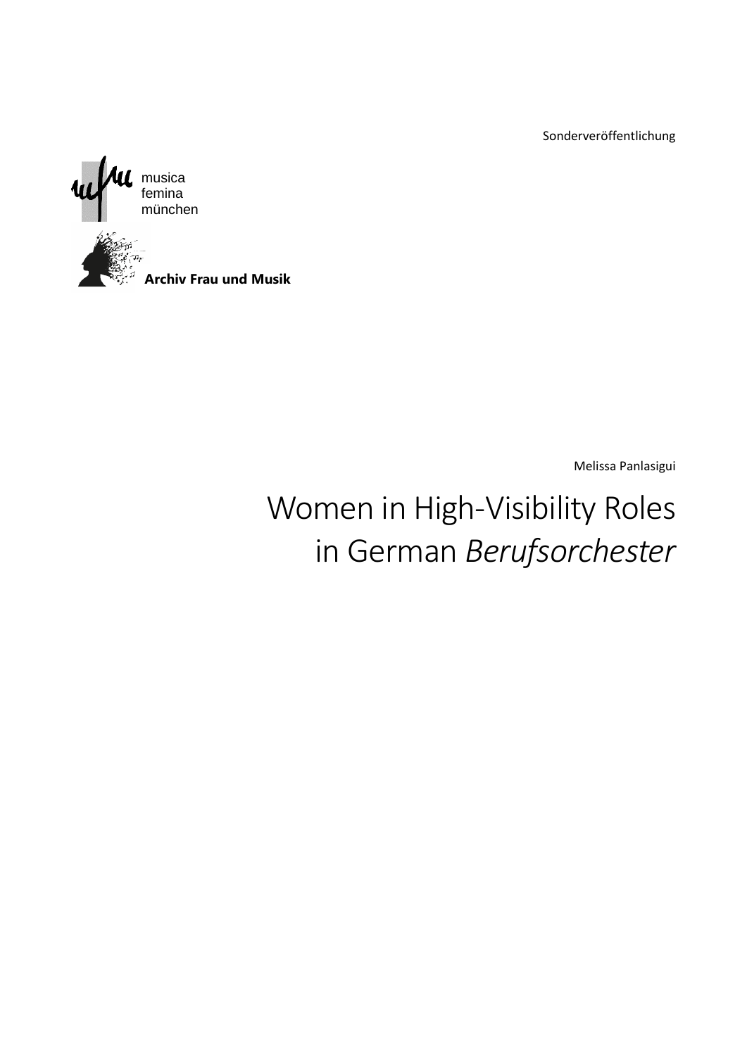Sonderveröffentlichung

musica
femina
münchen

**Archiv Frau und Musik**

Melissa Panlasigui

# Women in High-Visibility Roles in German *Berufsorchester*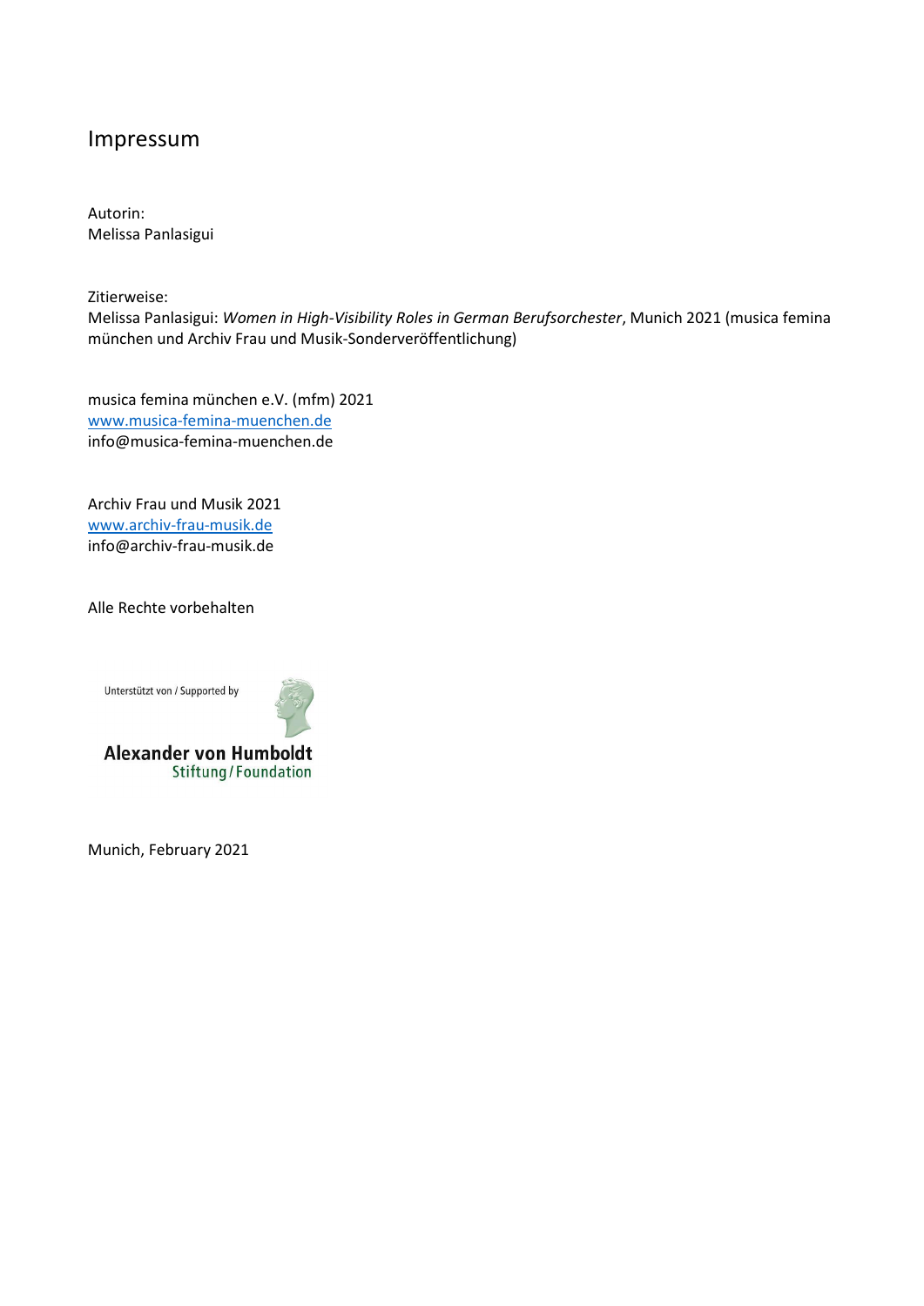# Impressum

Autorin:
Melissa Panlasigui

Zitierweise:
Melissa Panlasigui: *Women in High-Visibility Roles in German Berufsorchester*, Munich 2021 (musica femina münchen und Archiv Frau und Musik-Sonderveröffentlichung)

musica femina münchen e.V. (mfm) 2021
[www.musica-femina-muenchen.de](http://www.musica-femina-muenchen.de)
info@musica-femina-muenchen.de

Archiv Frau und Musik 2021
[www.archiv-frau-musik.de](http://www.archiv-frau-musik.de)
info@archiv-frau-musik.de

Alle Rechte vorbehalten

Unterstützt von / Supported by

**Alexander von Humboldt**
Stiftung / Foundation

Munich, February 2021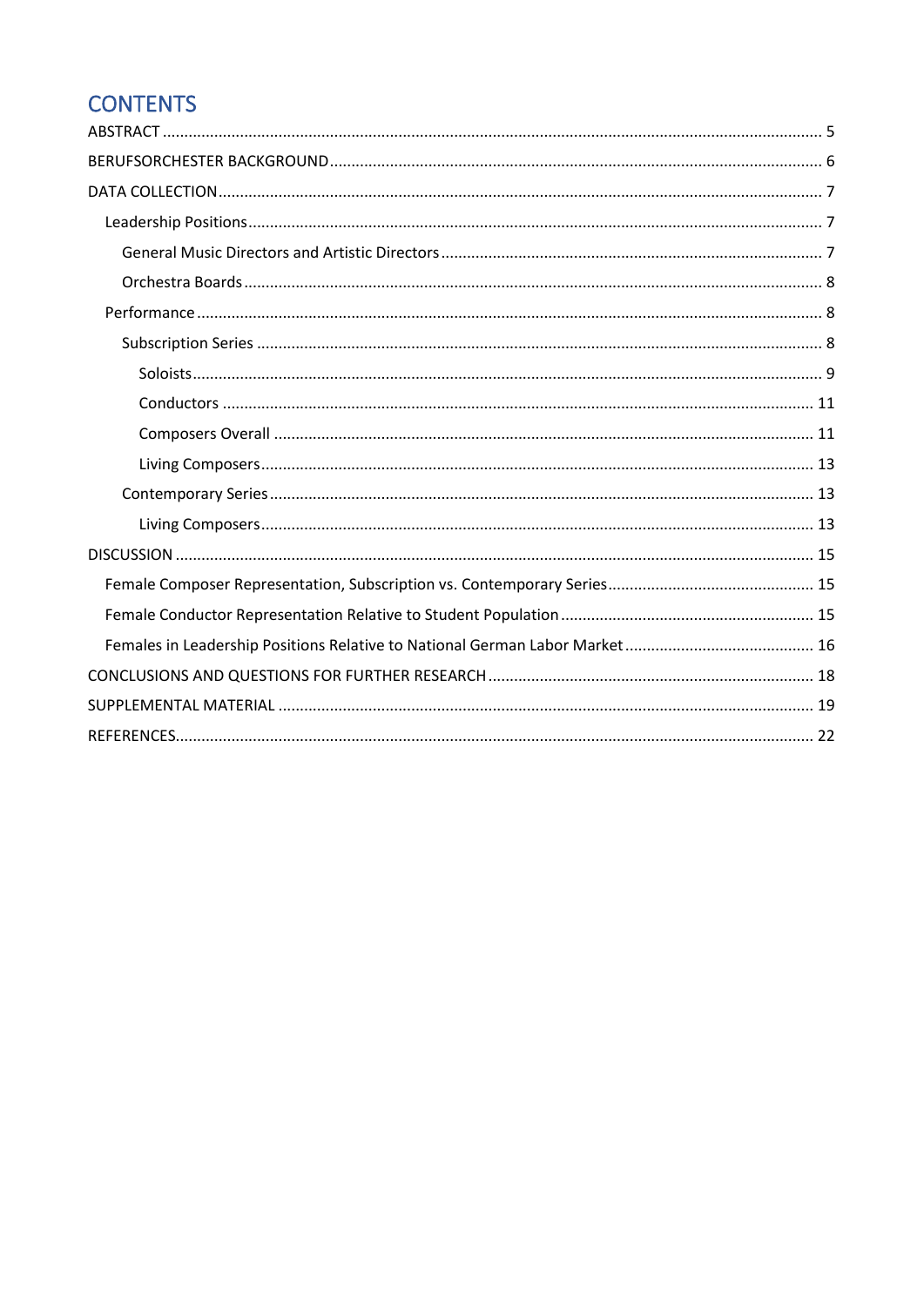# CONTENTS

ABSTRACT ..... 5

BERUFSORCHESTER BACKGROUND ..... 6

DATA COLLECTION ..... 7

- Leadership Positions ..... 7
  - General Music Directors and Artistic Directors ..... 7
  - Orchestra Boards ..... 8
- Performance ..... 8
  - Subscription Series ..... 8
    - Soloists ..... 9
    - Conductors ..... 11
    - Composers Overall ..... 11
    - Living Composers ..... 13
  - Contemporary Series ..... 13
    - Living Composers ..... 13

DISCUSSION ..... 15

- Female Composer Representation, Subscription vs. Contemporary Series ..... 15
- Female Conductor Representation Relative to Student Population ..... 15
- Females in Leadership Positions Relative to National German Labor Market ..... 16

CONCLUSIONS AND QUESTIONS FOR FURTHER RESEARCH ..... 18

SUPPLEMENTAL MATERIAL ..... 19

REFERENCES ..... 22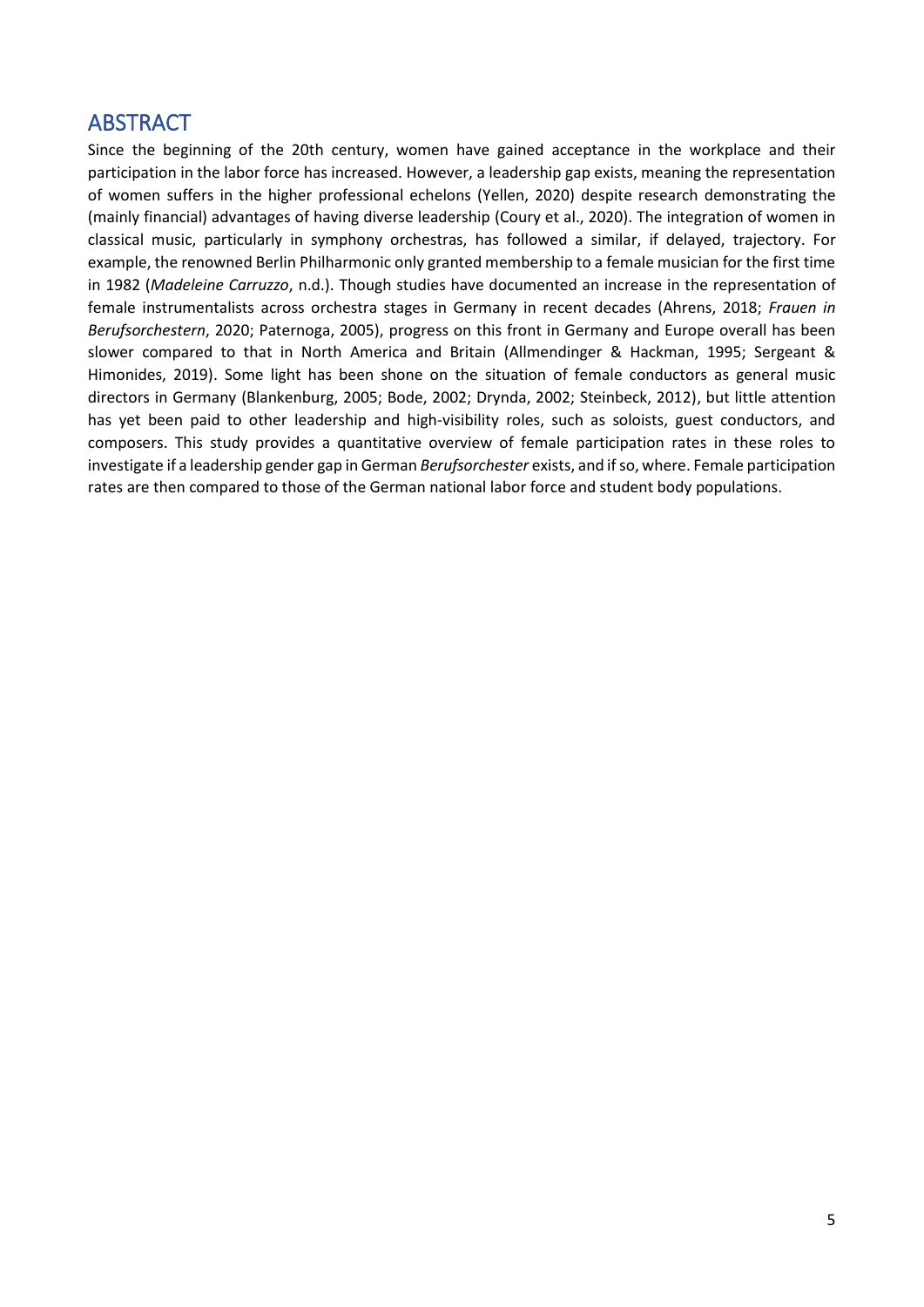## ABSTRACT

Since the beginning of the 20th century, women have gained acceptance in the workplace and their participation in the labor force has increased. However, a leadership gap exists, meaning the representation of women suffers in the higher professional echelons (Yellen, 2020) despite research demonstrating the (mainly financial) advantages of having diverse leadership (Coury et al., 2020). The integration of women in classical music, particularly in symphony orchestras, has followed a similar, if delayed, trajectory. For example, the renowned Berlin Philharmonic only granted membership to a female musician for the first time in 1982 (*Madeleine Carruzzo*, n.d.). Though studies have documented an increase in the representation of female instrumentalists across orchestra stages in Germany in recent decades (Ahrens, 2018; *Frauen in Berufsorchestern*, 2020; Paternoga, 2005), progress on this front in Germany and Europe overall has been slower compared to that in North America and Britain (Allmendinger & Hackman, 1995; Sergeant & Himonides, 2019). Some light has been shone on the situation of female conductors as general music directors in Germany (Blankenburg, 2005; Bode, 2002; Drynda, 2002; Steinbeck, 2012), but little attention has yet been paid to other leadership and high-visibility roles, such as soloists, guest conductors, and composers. This study provides a quantitative overview of female participation rates in these roles to investigate if a leadership gender gap in German *Berufsorchester* exists, and if so, where. Female participation rates are then compared to those of the German national labor force and student body populations.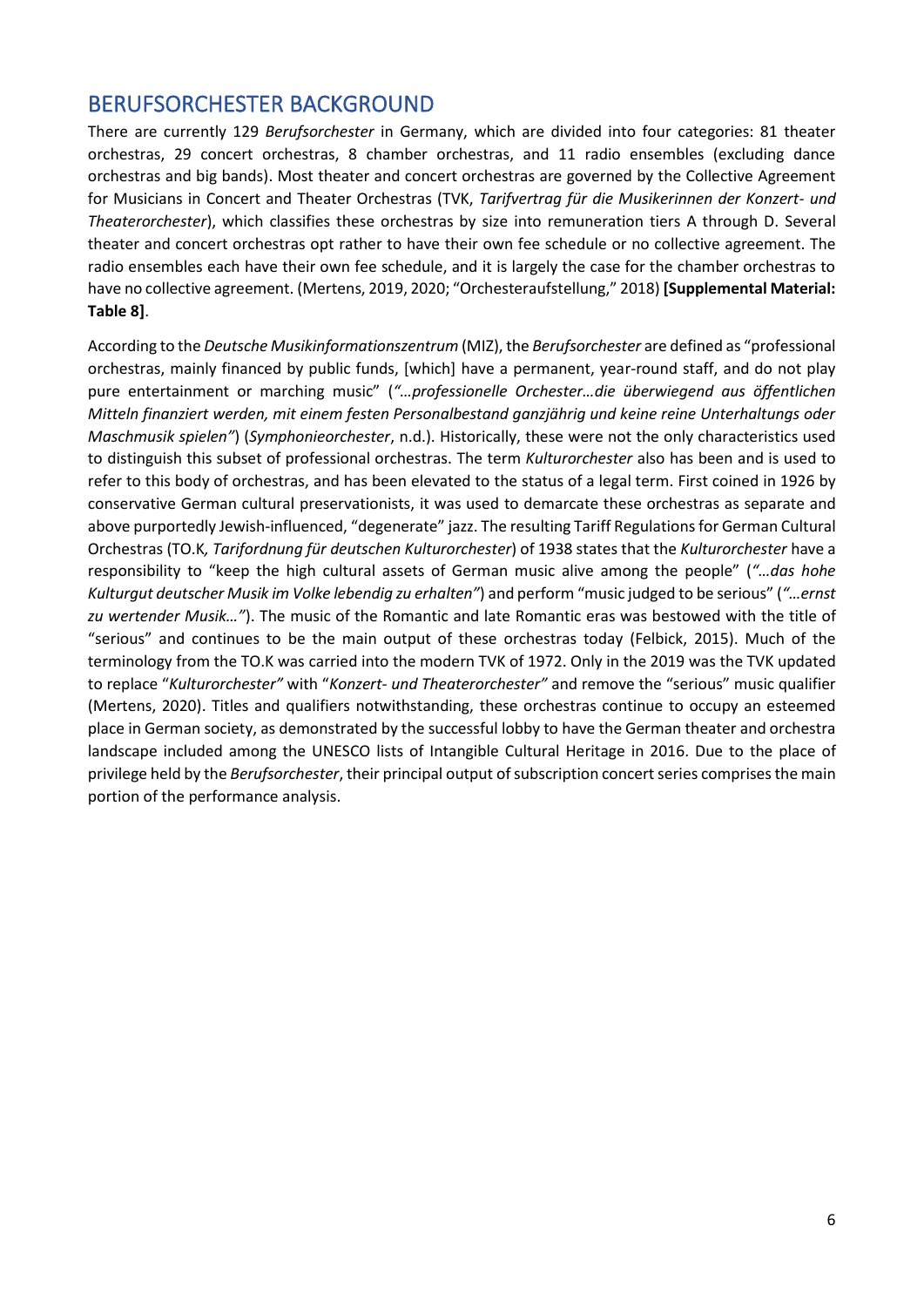## BERUFSORCHESTER BACKGROUND

There are currently 129 *Berufsorchester* in Germany, which are divided into four categories: 81 theater orchestras, 29 concert orchestras, 8 chamber orchestras, and 11 radio ensembles (excluding dance orchestras and big bands). Most theater and concert orchestras are governed by the Collective Agreement for Musicians in Concert and Theater Orchestras (TVK, *Tarifvertrag für die Musikerinnen der Konzert- und Theaterorchester*), which classifies these orchestras by size into remuneration tiers A through D. Several theater and concert orchestras opt rather to have their own fee schedule or no collective agreement. The radio ensembles each have their own fee schedule, and it is largely the case for the chamber orchestras to have no collective agreement. (Mertens, 2019, 2020; "Orchesteraufstellung," 2018) **[Supplemental Material: Table 8]**.

According to the *Deutsche Musikinformationszentrum* (MIZ), the *Berufsorchester* are defined as "professional orchestras, mainly financed by public funds, [which] have a permanent, year-round staff, and do not play pure entertainment or marching music" (*"…professionelle Orchester…die überwiegend aus öffentlichen Mitteln finanziert werden, mit einem festen Personalbestand ganzjährig und keine reine Unterhaltungs oder Maschmusik spielen"*) (*Symphonieorchester*, n.d.). Historically, these were not the only characteristics used to distinguish this subset of professional orchestras. The term *Kulturorchester* also has been and is used to refer to this body of orchestras, and has been elevated to the status of a legal term. First coined in 1926 by conservative German cultural preservationists, it was used to demarcate these orchestras as separate and above purportedly Jewish-influenced, "degenerate" jazz. The resulting Tariff Regulations for German Cultural Orchestras (TO.K*, Tarifordnung für deutschen Kulturorchester*) of 1938 states that the *Kulturorchester* have a responsibility to "keep the high cultural assets of German music alive among the people" (*"…das hohe Kulturgut deutscher Musik im Volke lebendig zu erhalten"*) and perform "music judged to be serious" (*"…ernst zu wertender Musik…"*). The music of the Romantic and late Romantic eras was bestowed with the title of "serious" and continues to be the main output of these orchestras today (Felbick, 2015). Much of the terminology from the TO.K was carried into the modern TVK of 1972. Only in the 2019 was the TVK updated to replace "*Kulturorchester"* with "*Konzert- und Theaterorchester"* and remove the "serious" music qualifier (Mertens, 2020). Titles and qualifiers notwithstanding, these orchestras continue to occupy an esteemed place in German society, as demonstrated by the successful lobby to have the German theater and orchestra landscape included among the UNESCO lists of Intangible Cultural Heritage in 2016. Due to the place of privilege held by the *Berufsorchester*, their principal output of subscription concert series comprises the main portion of the performance analysis.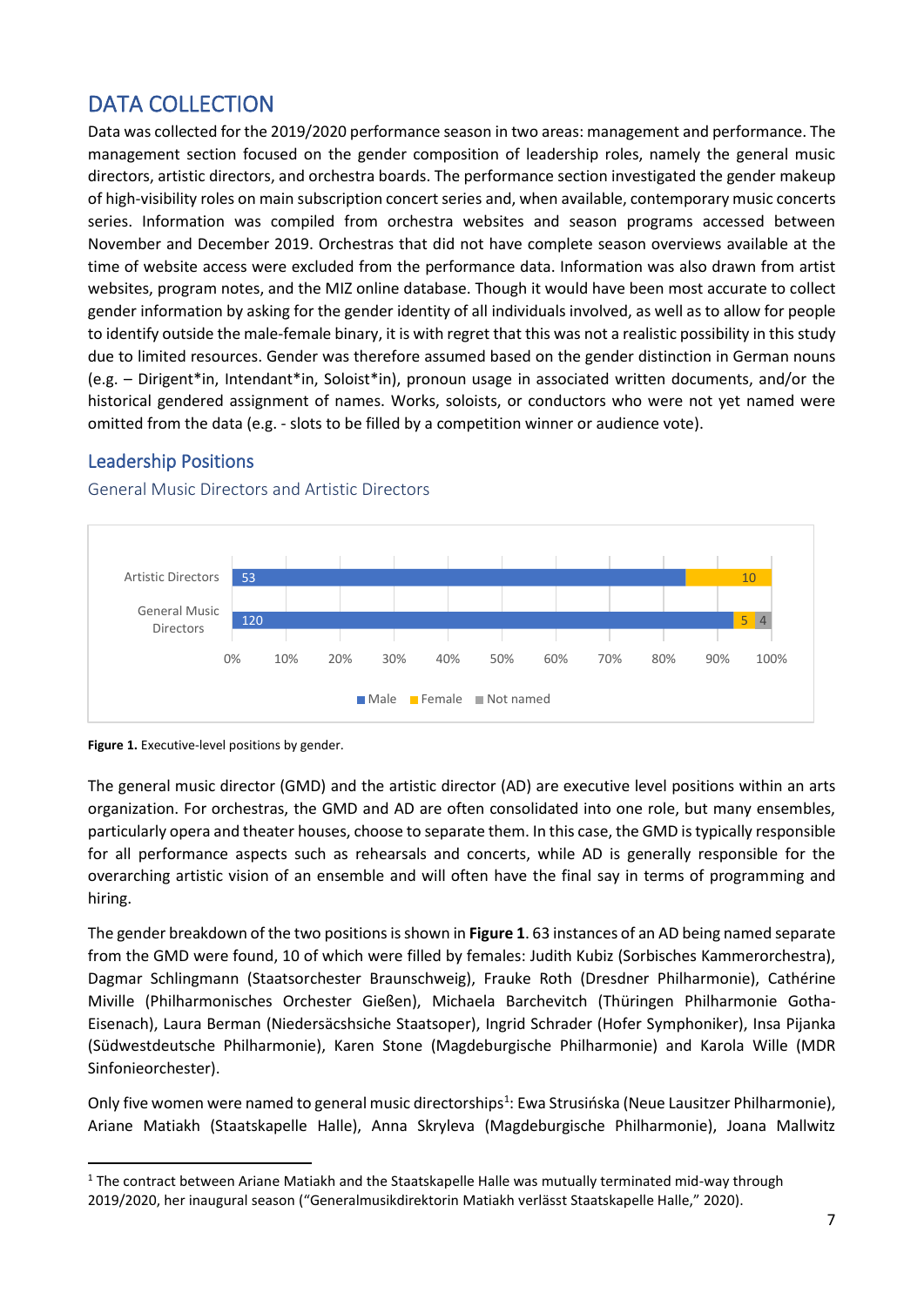# DATA COLLECTION

Data was collected for the 2019/2020 performance season in two areas: management and performance. The management section focused on the gender composition of leadership roles, namely the general music directors, artistic directors, and orchestra boards. The performance section investigated the gender makeup of high-visibility roles on main subscription concert series and, when available, contemporary music concerts series. Information was compiled from orchestra websites and season programs accessed between November and December 2019. Orchestras that did not have complete season overviews available at the time of website access were excluded from the performance data. Information was also drawn from artist websites, program notes, and the MIZ online database. Though it would have been most accurate to collect gender information by asking for the gender identity of all individuals involved, as well as to allow for people to identify outside the male-female binary, it is with regret that this was not a realistic possibility in this study due to limited resources. Gender was therefore assumed based on the gender distinction in German nouns (e.g. – Dirigent*in, Intendant*in, Soloist*in), pronoun usage in associated written documents, and/or the historical gendered assignment of names. Works, soloists, or conductors who were not yet named were omitted from the data (e.g. - slots to be filled by a competition winner or audience vote).

## Leadership Positions

### General Music Directors and Artistic Directors

| | Male | Female | Not named |
|---|---|---|---|
| Artistic Directors | 53 | 10 | |
| General Music Directors | 120 | 5 | 4 |

**Figure 1.** Executive-level positions by gender.

The general music director (GMD) and the artistic director (AD) are executive level positions within an arts organization. For orchestras, the GMD and AD are often consolidated into one role, but many ensembles, particularly opera and theater houses, choose to separate them. In this case, the GMD is typically responsible for all performance aspects such as rehearsals and concerts, while AD is generally responsible for the overarching artistic vision of an ensemble and will often have the final say in terms of programming and hiring.

The gender breakdown of the two positions is shown in **Figure 1**. 63 instances of an AD being named separate from the GMD were found, 10 of which were filled by females: Judith Kubiz (Sorbisches Kammerorchestra), Dagmar Schlingmann (Staatsorchester Braunschweig), Frauke Roth (Dresdner Philharmonie), Cathérine Miville (Philharmonisches Orchester Gießen), Michaela Barchevitch (Thüringen Philharmonie Gotha-Eisenach), Laura Berman (Niedersäcshsiche Staatsoper), Ingrid Schrader (Hofer Symphoniker), Insa Pijanka (Südwestdeutsche Philharmonie), Karen Stone (Magdeburgische Philharmonie) and Karola Wille (MDR Sinfonieorchester).

Only five women were named to general music directorships[1]: Ewa Strusińska (Neue Lausitzer Philharmonie), Ariane Matiakh (Staatskapelle Halle), Anna Skryleva (Magdeburgische Philharmonie), Joana Mallwitz

[1] The contract between Ariane Matiakh and the Staatskapelle Halle was mutually terminated mid-way through 2019/2020, her inaugural season ("Generalmusikdirektorin Matiakh verlässt Staatskapelle Halle," 2020).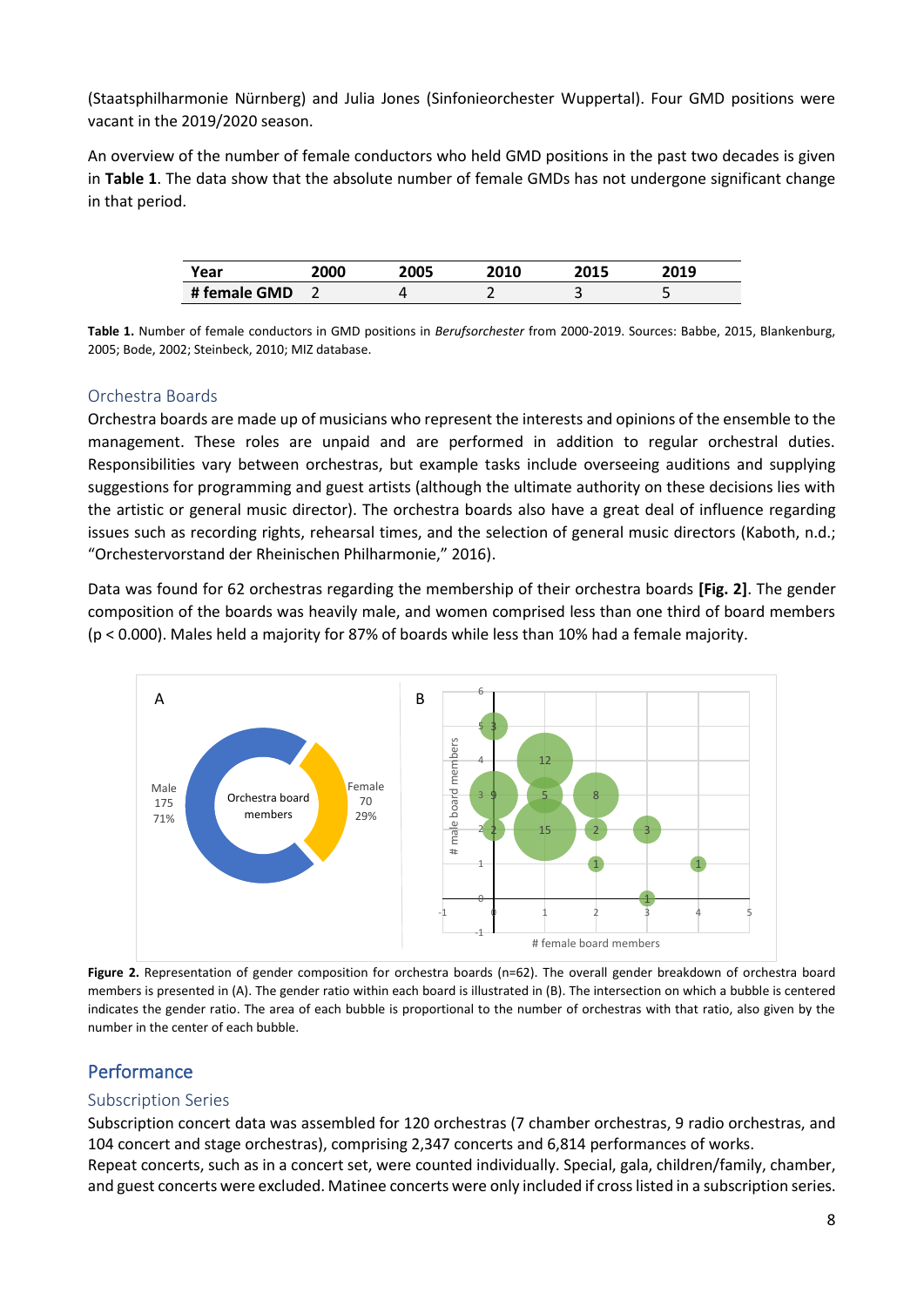(Staatsphilharmonie Nürnberg) and Julia Jones (Sinfonieorchester Wuppertal). Four GMD positions were vacant in the 2019/2020 season.

An overview of the number of female conductors who held GMD positions in the past two decades is given in **Table 1**. The data show that the absolute number of female GMDs has not undergone significant change in that period.

| Year | 2000 | 2005 | 2010 | 2015 | 2019 |
|---|---|---|---|---|---|
| # female GMD | 2 | 4 | 2 | 3 | 5 |

**Table 1.** Number of female conductors in GMD positions in *Berufsorchester* from 2000-2019. Sources: Babbe, 2015, Blankenburg, 2005; Bode, 2002; Steinbeck, 2010; MIZ database.

### Orchestra Boards

Orchestra boards are made up of musicians who represent the interests and opinions of the ensemble to the management. These roles are unpaid and are performed in addition to regular orchestral duties. Responsibilities vary between orchestras, but example tasks include overseeing auditions and supplying suggestions for programming and guest artists (although the ultimate authority on these decisions lies with the artistic or general music director). The orchestra boards also have a great deal of influence regarding issues such as recording rights, rehearsal times, and the selection of general music directors (Kaboth, n.d.; "Orchestervorstand der Rheinischen Philharmonie," 2016).

Data was found for 62 orchestras regarding the membership of their orchestra boards **[Fig. 2]**. The gender composition of the boards was heavily male, and women comprised less than one third of board members ($p < 0.000$). Males held a majority for 87% of boards while less than 10% had a female majority.

**Figure 2.** Representation of gender composition for orchestra boards (n=62). The overall gender breakdown of orchestra board members is presented in (A). The gender ratio within each board is illustrated in (B). The intersection on which a bubble is centered indicates the gender ratio. The area of each bubble is proportional to the number of orchestras with that ratio, also given by the number in the center of each bubble.

## Performance

### Subscription Series

Subscription concert data was assembled for 120 orchestras (7 chamber orchestras, 9 radio orchestras, and 104 concert and stage orchestras), comprising 2,347 concerts and 6,814 performances of works.
Repeat concerts, such as in a concert set, were counted individually. Special, gala, children/family, chamber, and guest concerts were excluded. Matinee concerts were only included if cross listed in a subscription series.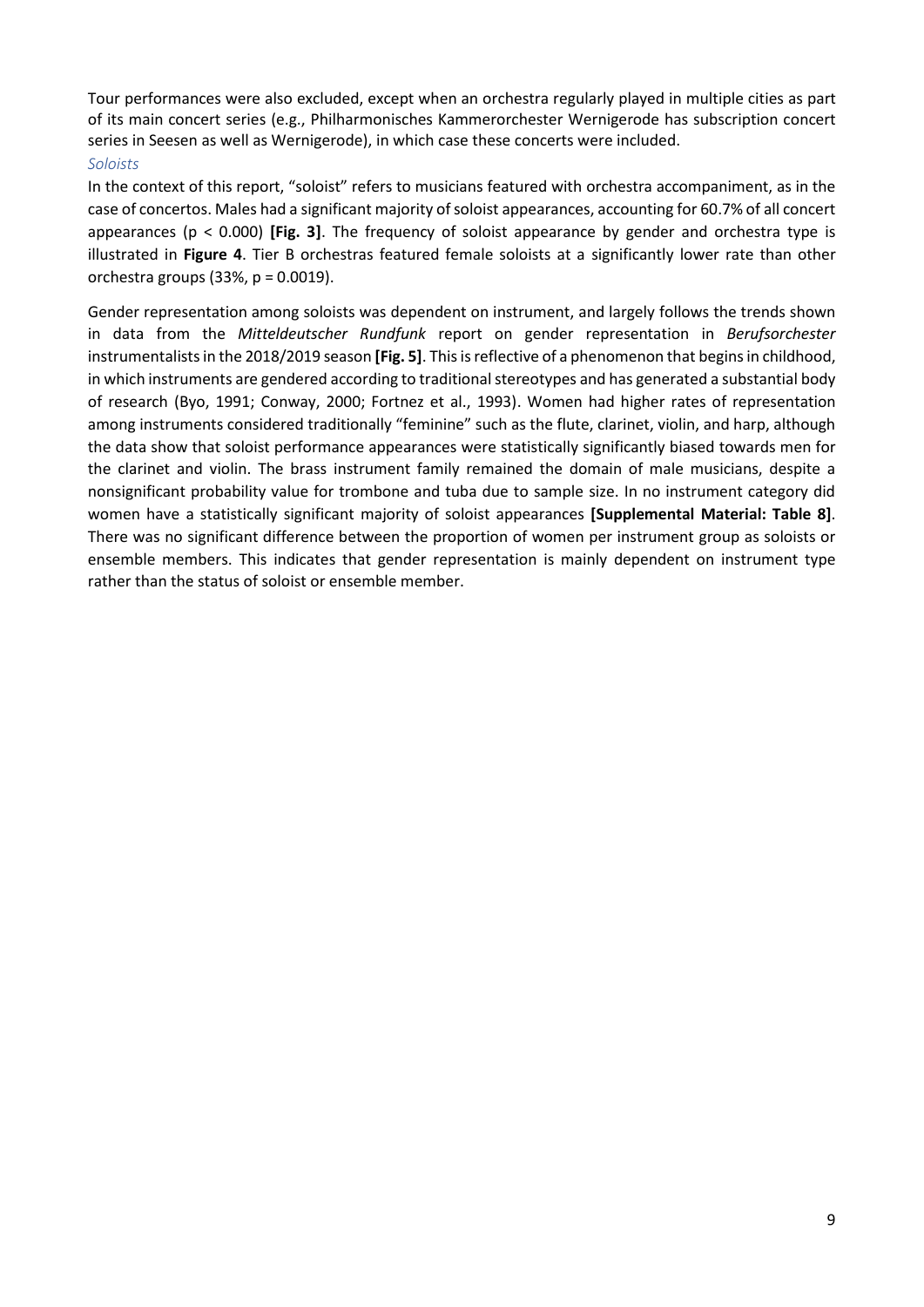Tour performances were also excluded, except when an orchestra regularly played in multiple cities as part of its main concert series (e.g., Philharmonisches Kammerorchester Wernigerode has subscription concert series in Seesen as well as Wernigerode), in which case these concerts were included.

### *Soloists*

In the context of this report, "soloist" refers to musicians featured with orchestra accompaniment, as in the case of concertos. Males had a significant majority of soloist appearances, accounting for 60.7% of all concert appearances ($p < 0.000$) **[Fig. 3]**. The frequency of soloist appearance by gender and orchestra type is illustrated in **Figure 4**. Tier B orchestras featured female soloists at a significantly lower rate than other orchestra groups (33%, $p = 0.0019$).

Gender representation among soloists was dependent on instrument, and largely follows the trends shown in data from the *Mitteldeutscher Rundfunk* report on gender representation in *Berufsorchester* instrumentalists in the 2018/2019 season **[Fig. 5]**. This is reflective of a phenomenon that begins in childhood, in which instruments are gendered according to traditional stereotypes and has generated a substantial body of research (Byo, 1991; Conway, 2000; Fortnez et al., 1993). Women had higher rates of representation among instruments considered traditionally "feminine" such as the flute, clarinet, violin, and harp, although the data show that soloist performance appearances were statistically significantly biased towards men for the clarinet and violin. The brass instrument family remained the domain of male musicians, despite a nonsignificant probability value for trombone and tuba due to sample size. In no instrument category did women have a statistically significant majority of soloist appearances **[Supplemental Material: Table 8]**. There was no significant difference between the proportion of women per instrument group as soloists or ensemble members. This indicates that gender representation is mainly dependent on instrument type rather than the status of soloist or ensemble member.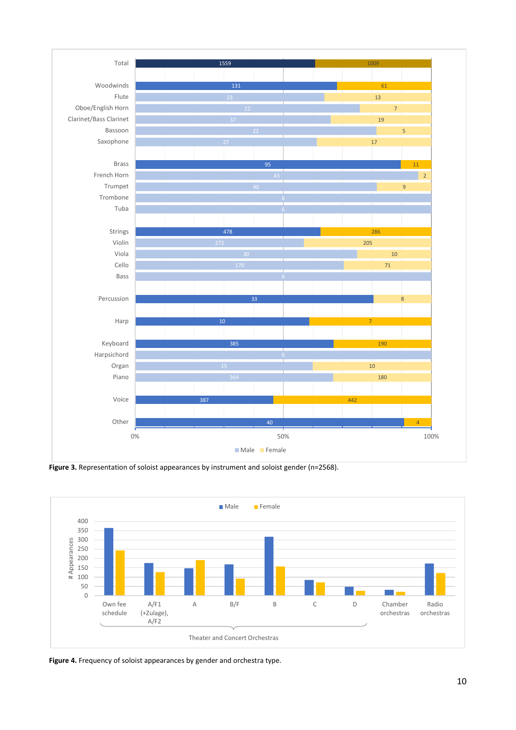| | Male | Female |
|---|---|---|
| Total | 1559 | 1009 |
| Woodwinds | 131 | 61 |
| Flute | 23 | 13 |
| Oboe/English Horn | 22 | 7 |
| Clarinet/Bass Clarinet | 37 | 19 |
| Bassoon | 22 | 5 |
| Saxophone | 27 | 17 |
| Brass | 95 | 11 |
| French Horn | 43 | 2 |
| Trumpet | 40 | 9 |
| Trombone | 6 | |
| Tuba | 6 | |
| Strings | 478 | 286 |
| Violin | 272 | 205 |
| Viola | 30 | 10 |
| Cello | 170 | 71 |
| Bass | 6 | |
| Percussion | 33 | 8 |
| Harp | 10 | 7 |
| Keyboard | 385 | 190 |
| Harpsichord | 6 | |
| Organ | 15 | 10 |
| Piano | 364 | 180 |
| Voice | 387 | 442 |
| Other | 40 | 4 |

**Figure 3.** Representation of soloist appearances by instrument and soloist gender (n=2568).

**Figure 4.** Frequency of soloist appearances by gender and orchestra type.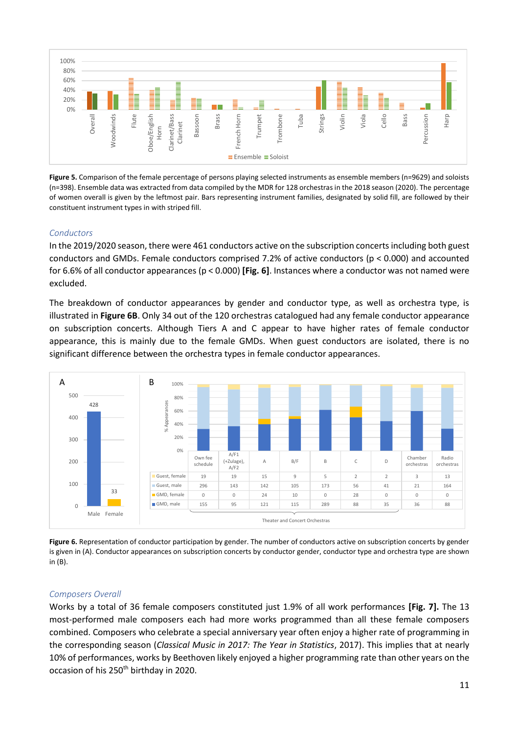**Figure 5.** Comparison of the female percentage of persons playing selected instruments as ensemble members (n=9629) and soloists (n=398). Ensemble data was extracted from data compiled by the MDR for 128 orchestras in the 2018 season (2020). The percentage of women overall is given by the leftmost pair. Bars representing instrument families, designated by solid fill, are followed by their constituent instrument types in with striped fill.

### *Conductors*

In the 2019/2020 season, there were 461 conductors active on the subscription concerts including both guest conductors and GMDs. Female conductors comprised 7.2% of active conductors ($p < 0.000$) and accounted for 6.6% of all conductor appearances ($p < 0.000$) **[Fig. 6]**. Instances where a conductor was not named were excluded.

The breakdown of conductor appearances by gender and conductor type, as well as orchestra type, is illustrated in **Figure 6B**. Only 34 out of the 120 orchestras catalogued had any female conductor appearance on subscription concerts. Although Tiers A and C appear to have higher rates of female conductor appearance, this is mainly due to the female GMDs. When guest conductors are isolated, there is no significant difference between the orchestra types in female conductor appearances.

| | Own fee schedule | A/F1 (+Zulage), A/F2 | A | B/F | B | C | D | Chamber orchestras | Radio orchestras |
|---|---|---|---|---|---|---|---|---|---|
| Guest, female | 19 | 19 | 15 | 9 | 5 | 2 | 2 | 3 | 13 |
| Guest, male | 296 | 143 | 142 | 105 | 173 | 56 | 41 | 21 | 164 |
| GMD, female | 0 | 0 | 24 | 10 | 0 | 28 | 0 | 0 | 0 |
| GMD, male | 155 | 95 | 121 | 115 | 289 | 88 | 35 | 36 | 88 |

**Figure 6.** Representation of conductor participation by gender. The number of conductors active on subscription concerts by gender is given in (A). Conductor appearances on subscription concerts by conductor gender, conductor type and orchestra type are shown in (B).

### *Composers Overall*

Works by a total of 36 female composers constituted just 1.9% of all work performances **[Fig. 7].** The 13 most-performed male composers each had more works programmed than all these female composers combined. Composers who celebrate a special anniversary year often enjoy a higher rate of programming in the corresponding season (*Classical Music in 2017: The Year in Statistics*, 2017). This implies that at nearly 10% of performances, works by Beethoven likely enjoyed a higher programming rate than other years on the occasion of his 250th birthday in 2020.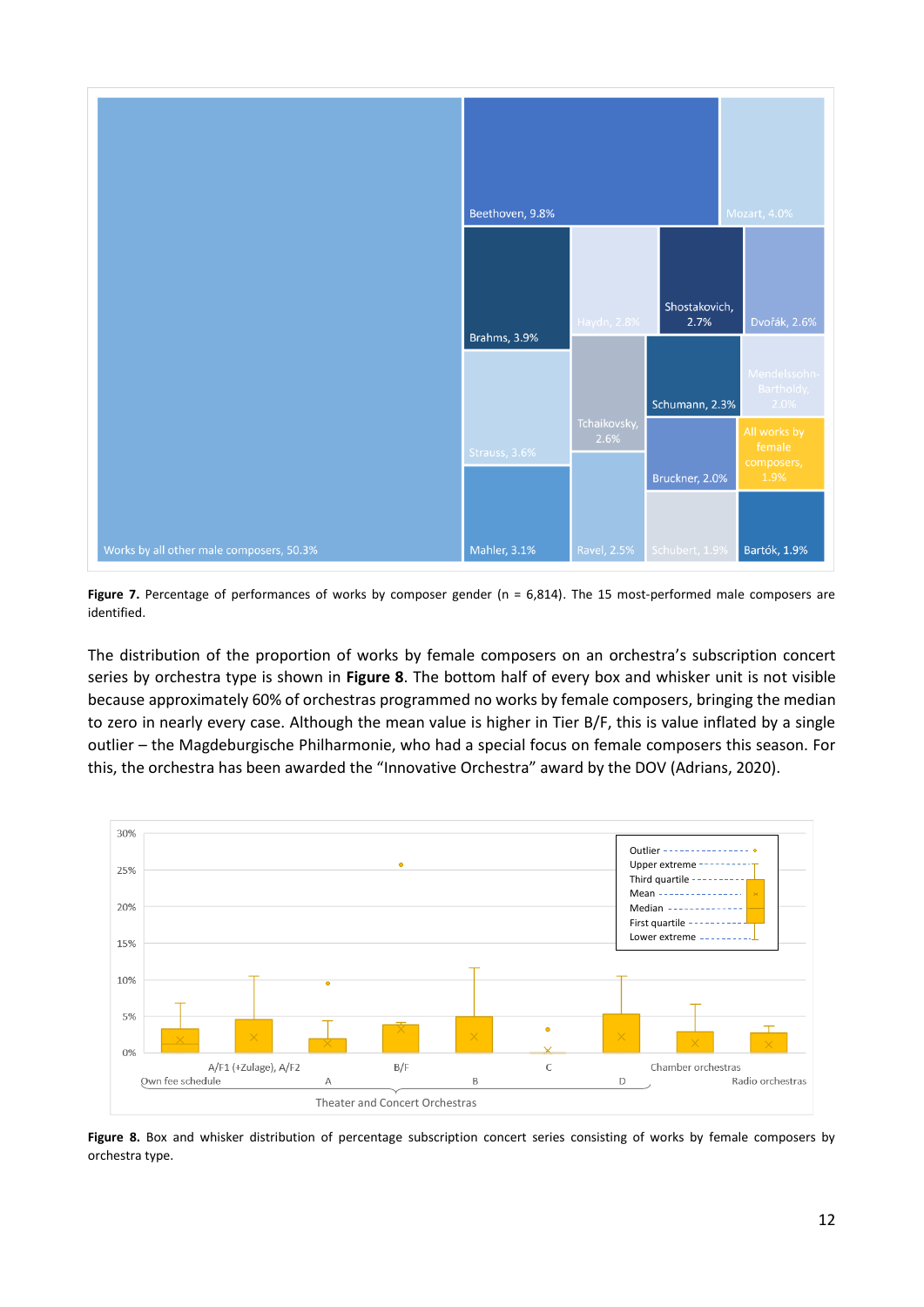**Figure 7.** Percentage of performances of works by composer gender (n = 6,814). The 15 most-performed male composers are identified.

The distribution of the proportion of works by female composers on an orchestra's subscription concert series by orchestra type is shown in **Figure 8**. The bottom half of every box and whisker unit is not visible because approximately 60% of orchestras programmed no works by female composers, bringing the median to zero in nearly every case. Although the mean value is higher in Tier B/F, this is value inflated by a single outlier – the Magdeburgische Philharmonie, who had a special focus on female composers this season. For this, the orchestra has been awarded the "Innovative Orchestra" award by the DOV (Adrians, 2020).

**Figure 8.** Box and whisker distribution of percentage subscription concert series consisting of works by female composers by orchestra type.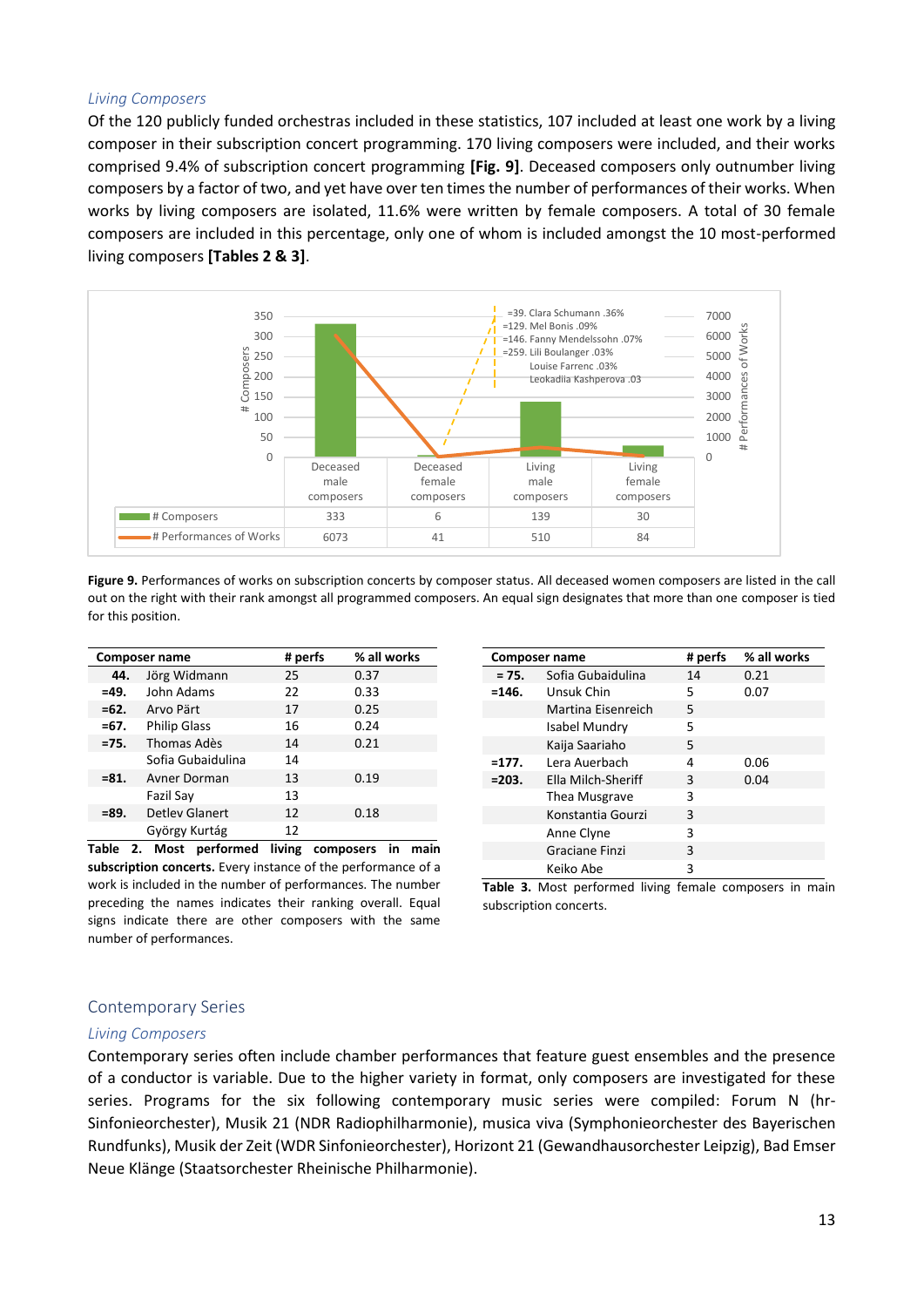### *Living Composers*

Of the 120 publicly funded orchestras included in these statistics, 107 included at least one work by a living composer in their subscription concert programming. 170 living composers were included, and their works comprised 9.4% of subscription concert programming **[Fig. 9]**. Deceased composers only outnumber living composers by a factor of two, and yet have over ten times the number of performances of their works. When works by living composers are isolated, 11.6% were written by female composers. A total of 30 female composers are included in this percentage, only one of whom is included amongst the 10 most-performed living composers **[Tables 2 & 3]**.

| | Deceased male composers | Deceased female composers | Living male composers | Living female composers |
|---|---|---|---|---|
| # Composers | 333 | 6 | 139 | 30 |
| # Performances of Works | 6073 | 41 | 510 | 84 |

Call out: =39. Clara Schumann .36%; =129. Mel Bonis .09%; =146. Fanny Mendelssohn .07%; =259. Lili Boulanger .03%; Louise Farrenc .03%; Leokadiia Kashperova .03

**Figure 9.** Performances of works on subscription concerts by composer status. All deceased women composers are listed in the call out on the right with their rank amongst all programmed composers. An equal sign designates that more than one composer is tied for this position.

| | Composer name | # perfs | % all works |
|---|---|---|---|
| **44.** | Jörg Widmann | 25 | 0.37 |
| **=49.** | John Adams | 22 | 0.33 |
| **=62.** | Arvo Pärt | 17 | 0.25 |
| **=67.** | Philip Glass | 16 | 0.24 |
| **=75.** | Thomas Adès | 14 | 0.21 |
| | Sofia Gubaidulina | 14 | |
| **=81.** | Avner Dorman | 13 | 0.19 |
| | Fazil Say | 13 | |
| **=89.** | Detlev Glanert | 12 | 0.18 |
| | György Kurtág | 12 | |

**Table 2. Most performed living composers in main subscription concerts.** Every instance of the performance of a work is included in the number of performances. The number preceding the names indicates their ranking overall. Equal signs indicate there are other composers with the same number of performances.

| | Composer name | # perfs | % all works |
|---|---|---|---|
| **= 75.** | Sofia Gubaidulina | 14 | 0.21 |
| **=146.** | Unsuk Chin | 5 | 0.07 |
| | Martina Eisenreich | 5 | |
| | Isabel Mundry | 5 | |
| | Kaija Saariaho | 5 | |
| **=177.** | Lera Auerbach | 4 | 0.06 |
| **=203.** | Ella Milch-Sheriff | 3 | 0.04 |
| | Thea Musgrave | 3 | |
| | Konstantia Gourzi | 3 | |
| | Anne Clyne | 3 | |
| | Graciane Finzi | 3 | |
| | Keiko Abe | 3 | |

**Table 3.** Most performed living female composers in main subscription concerts.

## Contemporary Series

### *Living Composers*

Contemporary series often include chamber performances that feature guest ensembles and the presence of a conductor is variable. Due to the higher variety in format, only composers are investigated for these series. Programs for the six following contemporary music series were compiled: Forum N (hr-Sinfonieorchester), Musik 21 (NDR Radiophilharmonie), musica viva (Symphonieorchester des Bayerischen Rundfunks), Musik der Zeit (WDR Sinfonieorchester), Horizont 21 (Gewandhausorchester Leipzig), Bad Emser Neue Klänge (Staatsorchester Rheinische Philharmonie).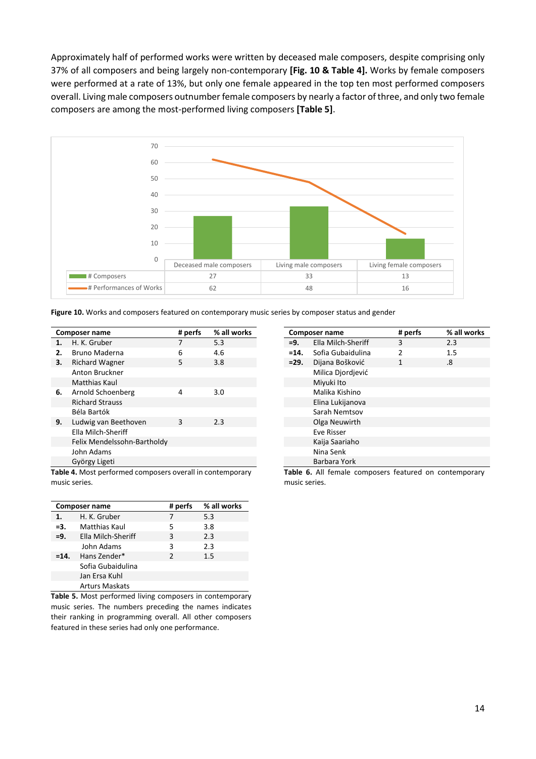Approximately half of performed works were written by deceased male composers, despite comprising only 37% of all composers and being largely non-contemporary **[Fig. 10 & Table 4].** Works by female composers were performed at a rate of 13%, but only one female appeared in the top ten most performed composers overall. Living male composers outnumber female composers by nearly a factor of three, and only two female composers are among the most-performed living composers **[Table 5]**.

| | Deceased male composers | Living male composers | Living female composers |
|---|---|---|---|
| # Composers | 27 | 33 | 13 |
| # Performances of Works | 62 | 48 | 16 |

**Figure 10.** Works and composers featured on contemporary music series by composer status and gender

| | Composer name | # perfs | % all works |
|---|---|---|---|
| **1.** | H. K. Gruber | 7 | 5.3 |
| **2.** | Bruno Maderna | 6 | 4.6 |
| **3.** | Richard Wagner | 5 | 3.8 |
| | Anton Bruckner | | |
| | Matthias Kaul | | |
| **6.** | Arnold Schoenberg | 4 | 3.0 |
| | Richard Strauss | | |
| | Béla Bartók | | |
| **9.** | Ludwig van Beethoven | 3 | 2.3 |
| | Ella Milch-Sheriff | | |
| | Felix Mendelssohn-Bartholdy | | |
| | John Adams | | |
| | György Ligeti | | |

**Table 4.** Most performed composers overall in contemporary music series.

| | Composer name | # perfs | % all works |
|---|---|---|---|
| **1.** | H. K. Gruber | 7 | 5.3 |
| **=3.** | Matthias Kaul | 5 | 3.8 |
| **=9.** | Ella Milch-Sheriff | 3 | 2.3 |
| | John Adams | 3 | 2.3 |
| **=14.** | Hans Zender* | 2 | 1.5 |
| | Sofia Gubaidulina | | |
| | Jan Ersa Kuhl | | |
| | Arturs Maskats | | |

**Table 5.** Most performed living composers in contemporary music series. The numbers preceding the names indicates their ranking in programming overall. All other composers featured in these series had only one performance.

| | Composer name | # perfs | % all works |
|---|---|---|---|
| **=9.** | Ella Milch-Sheriff | 3 | 2.3 |
| **=14.** | Sofia Gubaidulina | 2 | 1.5 |
| **=29.** | Dijana Bošković | 1 | .8 |
| | Milica Djordjević | | |
| | Miyuki Ito | | |
| | Malika Kishino | | |
| | Elina Lukijanova | | |
| | Sarah Nemtsov | | |
| | Olga Neuwirth | | |
| | Eve Risser | | |
| | Kaija Saariaho | | |
| | Nina Senk | | |
| | Barbara York | | |

**Table 6.** All female composers featured on contemporary music series.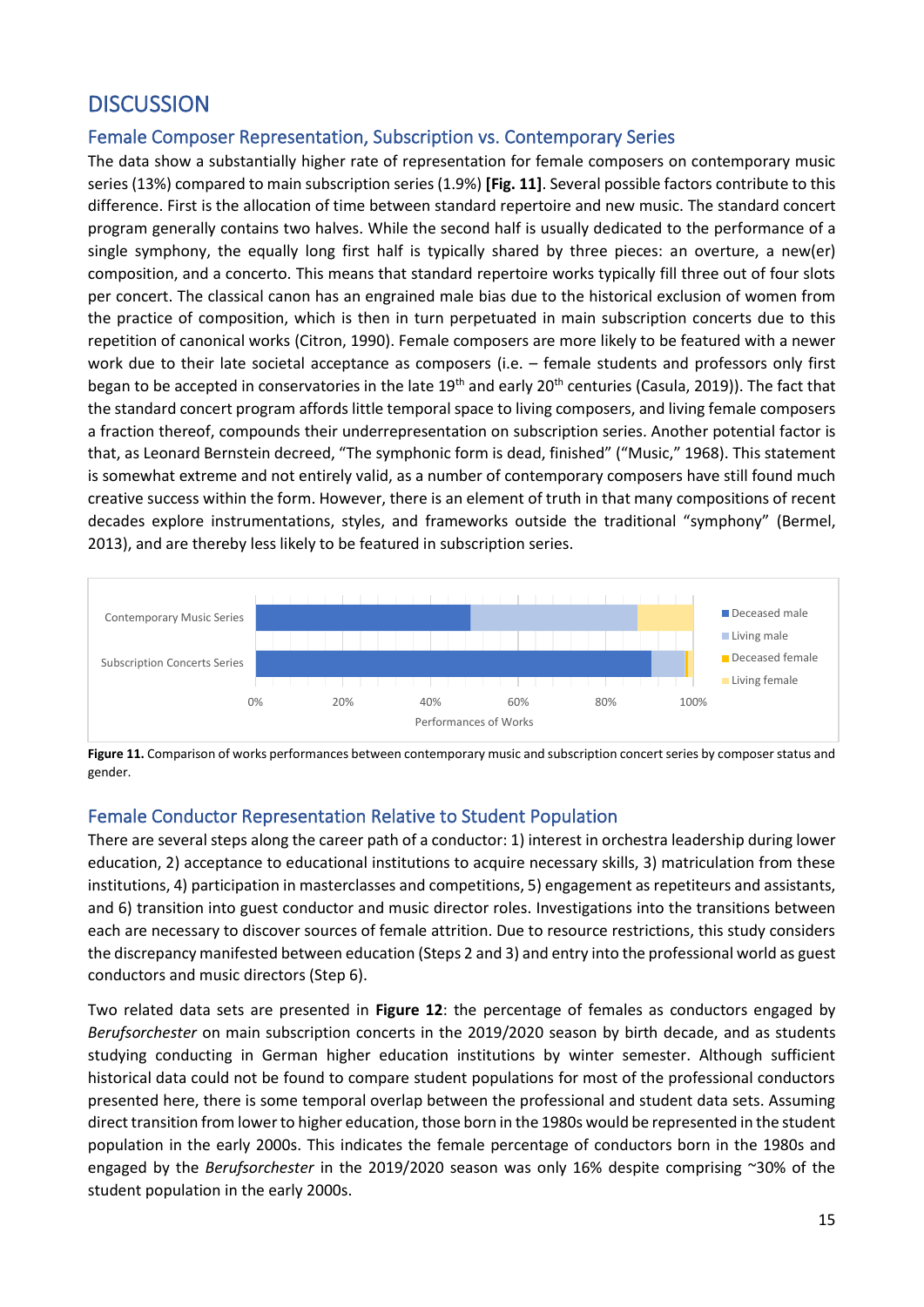# DISCUSSION

## Female Composer Representation, Subscription vs. Contemporary Series

The data show a substantially higher rate of representation for female composers on contemporary music series (13%) compared to main subscription series (1.9%) **[Fig. 11]**. Several possible factors contribute to this difference. First is the allocation of time between standard repertoire and new music. The standard concert program generally contains two halves. While the second half is usually dedicated to the performance of a single symphony, the equally long first half is typically shared by three pieces: an overture, a new(er) composition, and a concerto. This means that standard repertoire works typically fill three out of four slots per concert. The classical canon has an engrained male bias due to the historical exclusion of women from the practice of composition, which is then in turn perpetuated in main subscription concerts due to this repetition of canonical works (Citron, 1990). Female composers are more likely to be featured with a newer work due to their late societal acceptance as composers (i.e. – female students and professors only first began to be accepted in conservatories in the late 19th and early 20th centuries (Casula, 2019)). The fact that the standard concert program affords little temporal space to living composers, and living female composers a fraction thereof, compounds their underrepresentation on subscription series. Another potential factor is that, as Leonard Bernstein decreed, "The symphonic form is dead, finished" ("Music," 1968). This statement is somewhat extreme and not entirely valid, as a number of contemporary composers have still found much creative success within the form. However, there is an element of truth in that many compositions of recent decades explore instrumentations, styles, and frameworks outside the traditional "symphony" (Bermel, 2013), and are thereby less likely to be featured in subscription series.

**Figure 11.** Comparison of works performances between contemporary music and subscription concert series by composer status and gender.

## Female Conductor Representation Relative to Student Population

There are several steps along the career path of a conductor: 1) interest in orchestra leadership during lower education, 2) acceptance to educational institutions to acquire necessary skills, 3) matriculation from these institutions, 4) participation in masterclasses and competitions, 5) engagement as repetiteurs and assistants, and 6) transition into guest conductor and music director roles. Investigations into the transitions between each are necessary to discover sources of female attrition. Due to resource restrictions, this study considers the discrepancy manifested between education (Steps 2 and 3) and entry into the professional world as guest conductors and music directors (Step 6).

Two related data sets are presented in **Figure 12**: the percentage of females as conductors engaged by *Berufsorchester* on main subscription concerts in the 2019/2020 season by birth decade, and as students studying conducting in German higher education institutions by winter semester. Although sufficient historical data could not be found to compare student populations for most of the professional conductors presented here, there is some temporal overlap between the professional and student data sets. Assuming direct transition from lower to higher education, those born in the 1980s would be represented in the student population in the early 2000s. This indicates the female percentage of conductors born in the 1980s and engaged by the *Berufsorchester* in the 2019/2020 season was only 16% despite comprising ~30% of the student population in the early 2000s.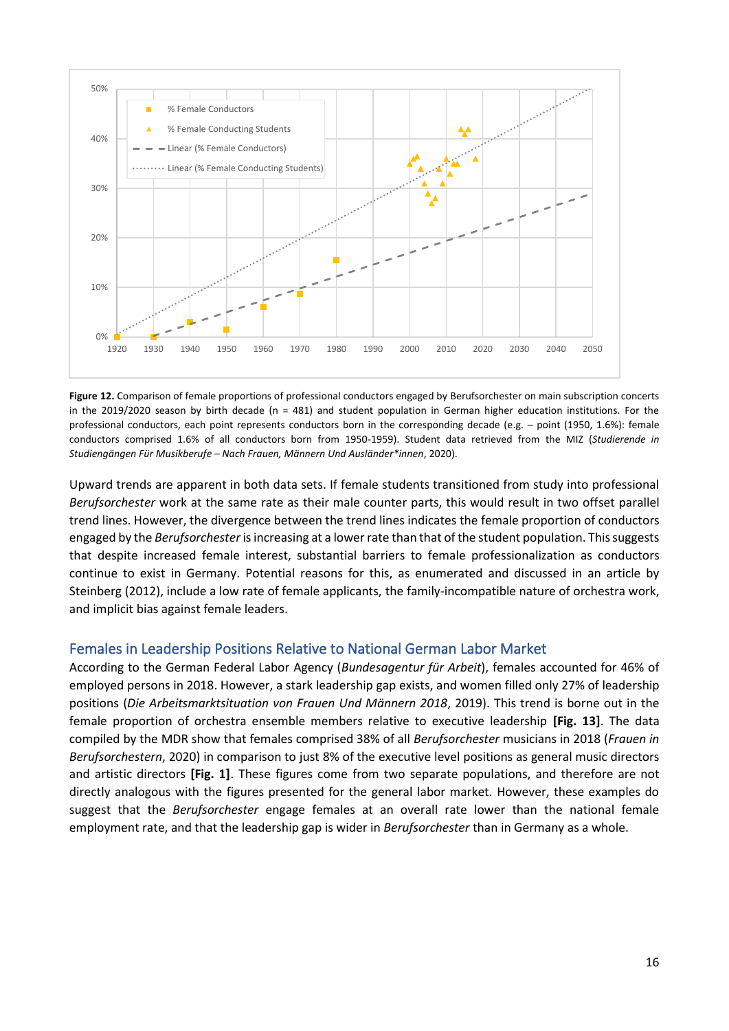**Figure 12.** Comparison of female proportions of professional conductors engaged by Berufsorchester on main subscription concerts in the 2019/2020 season by birth decade (n = 481) and student population in German higher education institutions. For the professional conductors, each point represents conductors born in the corresponding decade (e.g. – point (1950, 1.6%): female conductors comprised 1.6% of all conductors born from 1950-1959). Student data retrieved from the MIZ (*Studierende in Studiengängen Für Musikberufe – Nach Frauen, Männern Und Ausländer\*innen*, 2020).

Upward trends are apparent in both data sets. If female students transitioned from study into professional *Berufsorchester* work at the same rate as their male counter parts, this would result in two offset parallel trend lines. However, the divergence between the trend lines indicates the female proportion of conductors engaged by the *Berufsorchester* is increasing at a lower rate than that of the student population. This suggests that despite increased female interest, substantial barriers to female professionalization as conductors continue to exist in Germany. Potential reasons for this, as enumerated and discussed in an article by Steinberg (2012), include a low rate of female applicants, the family-incompatible nature of orchestra work, and implicit bias against female leaders.

## Females in Leadership Positions Relative to National German Labor Market

According to the German Federal Labor Agency (*Bundesagentur für Arbeit*), females accounted for 46% of employed persons in 2018. However, a stark leadership gap exists, and women filled only 27% of leadership positions (*Die Arbeitsmarktsituation von Frauen Und Männern 2018*, 2019). This trend is borne out in the female proportion of orchestra ensemble members relative to executive leadership **[Fig. 13]**. The data compiled by the MDR show that females comprised 38% of all *Berufsorchester* musicians in 2018 (*Frauen in Berufsorchestern*, 2020) in comparison to just 8% of the executive level positions as general music directors and artistic directors **[Fig. 1]**. These figures come from two separate populations, and therefore are not directly analogous with the figures presented for the general labor market. However, these examples do suggest that the *Berufsorchester* engage females at an overall rate lower than the national female employment rate, and that the leadership gap is wider in *Berufsorchester* than in Germany as a whole.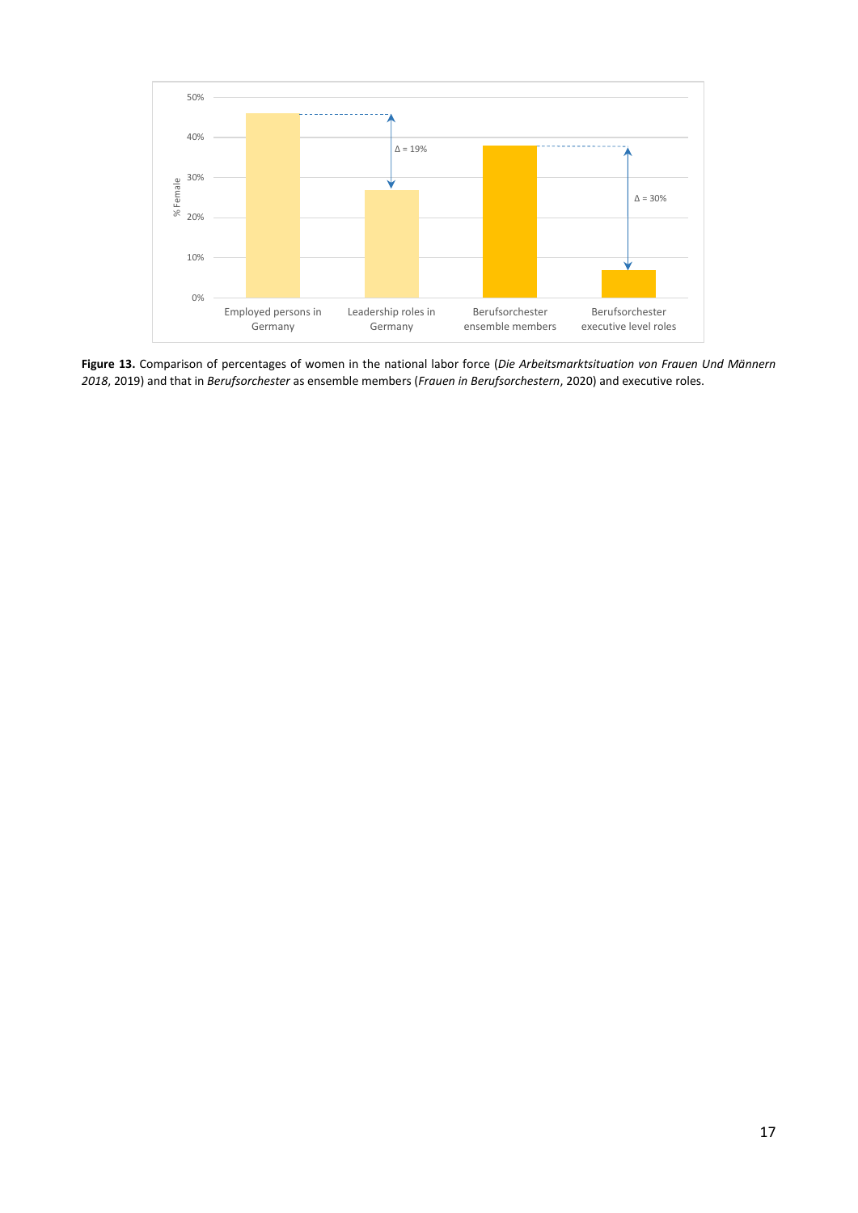**Figure 13.** Comparison of percentages of women in the national labor force (*Die Arbeitsmarktsituation von Frauen Und Männern 2018*, 2019) and that in *Berufsorchester* as ensemble members (*Frauen in Berufsorchestern*, 2020) and executive roles.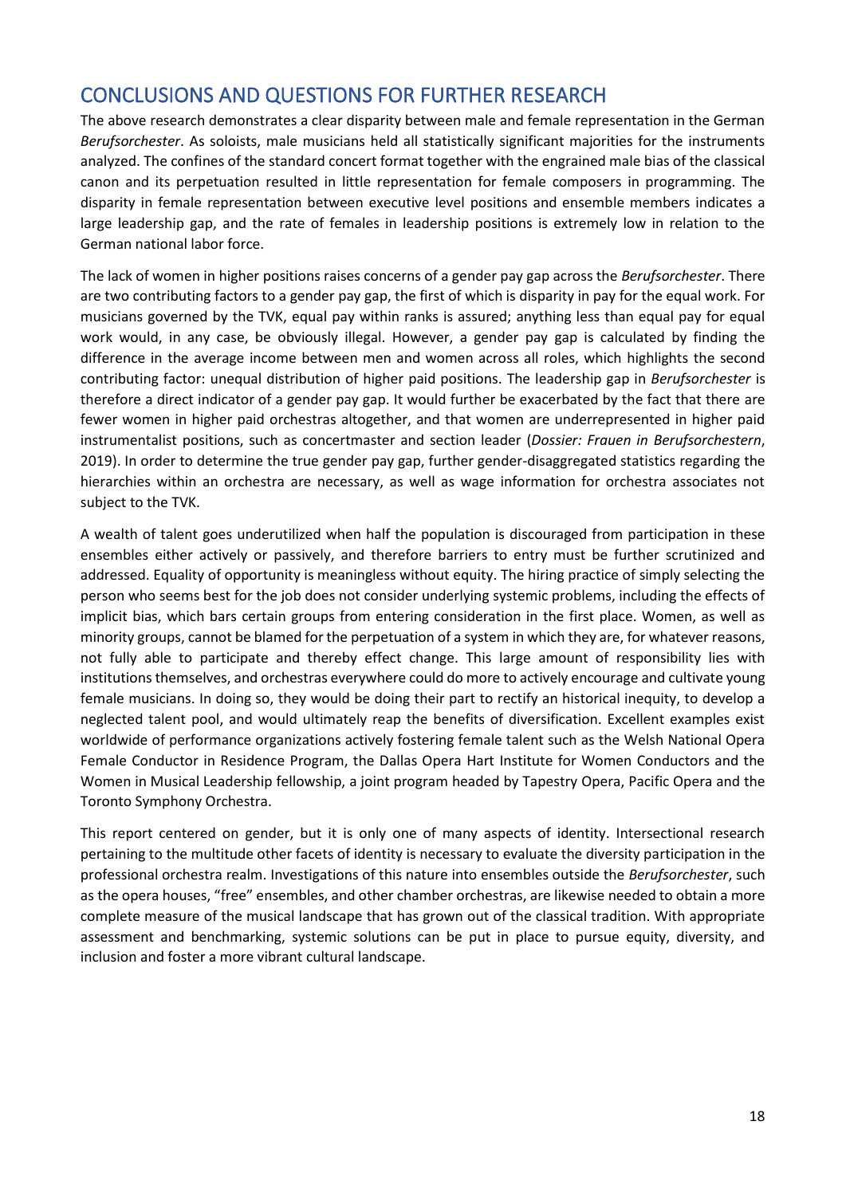## CONCLUSIONS AND QUESTIONS FOR FURTHER RESEARCH

The above research demonstrates a clear disparity between male and female representation in the German *Berufsorchester*. As soloists, male musicians held all statistically significant majorities for the instruments analyzed. The confines of the standard concert format together with the engrained male bias of the classical canon and its perpetuation resulted in little representation for female composers in programming. The disparity in female representation between executive level positions and ensemble members indicates a large leadership gap, and the rate of females in leadership positions is extremely low in relation to the German national labor force.

The lack of women in higher positions raises concerns of a gender pay gap across the *Berufsorchester*. There are two contributing factors to a gender pay gap, the first of which is disparity in pay for the equal work. For musicians governed by the TVK, equal pay within ranks is assured; anything less than equal pay for equal work would, in any case, be obviously illegal. However, a gender pay gap is calculated by finding the difference in the average income between men and women across all roles, which highlights the second contributing factor: unequal distribution of higher paid positions. The leadership gap in *Berufsorchester* is therefore a direct indicator of a gender pay gap. It would further be exacerbated by the fact that there are fewer women in higher paid orchestras altogether, and that women are underrepresented in higher paid instrumentalist positions, such as concertmaster and section leader (*Dossier: Frauen in Berufsorchestern*, 2019). In order to determine the true gender pay gap, further gender-disaggregated statistics regarding the hierarchies within an orchestra are necessary, as well as wage information for orchestra associates not subject to the TVK.

A wealth of talent goes underutilized when half the population is discouraged from participation in these ensembles either actively or passively, and therefore barriers to entry must be further scrutinized and addressed. Equality of opportunity is meaningless without equity. The hiring practice of simply selecting the person who seems best for the job does not consider underlying systemic problems, including the effects of implicit bias, which bars certain groups from entering consideration in the first place. Women, as well as minority groups, cannot be blamed for the perpetuation of a system in which they are, for whatever reasons, not fully able to participate and thereby effect change. This large amount of responsibility lies with institutions themselves, and orchestras everywhere could do more to actively encourage and cultivate young female musicians. In doing so, they would be doing their part to rectify an historical inequity, to develop a neglected talent pool, and would ultimately reap the benefits of diversification. Excellent examples exist worldwide of performance organizations actively fostering female talent such as the Welsh National Opera Female Conductor in Residence Program, the Dallas Opera Hart Institute for Women Conductors and the Women in Musical Leadership fellowship, a joint program headed by Tapestry Opera, Pacific Opera and the Toronto Symphony Orchestra.

This report centered on gender, but it is only one of many aspects of identity. Intersectional research pertaining to the multitude other facets of identity is necessary to evaluate the diversity participation in the professional orchestra realm. Investigations of this nature into ensembles outside the *Berufsorchester*, such as the opera houses, "free" ensembles, and other chamber orchestras, are likewise needed to obtain a more complete measure of the musical landscape that has grown out of the classical tradition. With appropriate assessment and benchmarking, systemic solutions can be put in place to pursue equity, diversity, and inclusion and foster a more vibrant cultural landscape.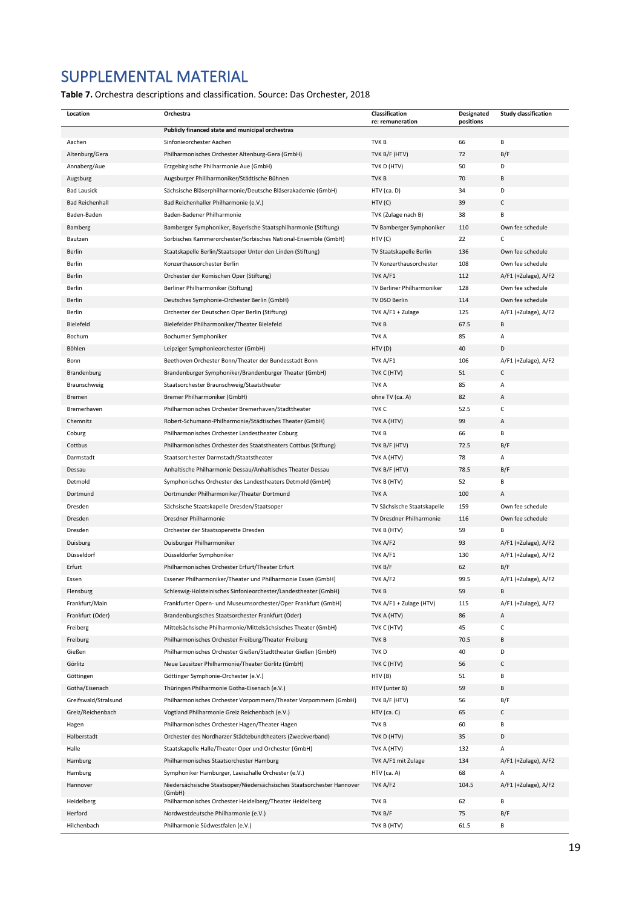# SUPPLEMENTAL MATERIAL

**Table 7.** Orchestra descriptions and classification. Source: Das Orchester, 2018

| Location | Orchestra | Classification re: remuneration | Designated positions | Study classification |
|---|---|---|---|---|
| | **Publicly financed state and municipal orchestras** | | | |
| Aachen | Sinfonieorchester Aachen | TVK B | 66 | B |
| Altenburg/Gera | Philharmonisches Orchester Altenburg-Gera (GmbH) | TVK B/F (HTV) | 72 | B/F |
| Annaberg/Aue | Erzgebirgische Philharmonie Aue (GmbH) | TVK D (HTV) | 50 | D |
| Augsburg | Augsburger Phillharmoniker/Städtische Bühnen | TVK B | 70 | B |
| Bad Lausick | Sächsische Bläserphilharmonie/Deutsche Bläserakademie (GmbH) | HTV (ca. D) | 34 | D |
| Bad Reichenhall | Bad Reichenhaller Philharmonie (e.V.) | HTV (C) | 39 | C |
| Baden-Baden | Baden-Badener Philharmonie | TVK (Zulage nach B) | 38 | B |
| Bamberg | Bamberger Symphoniker, Bayerische Staatsphilharmonie (Stiftung) | TV Bamberger Symphoniker | 110 | Own fee schedule |
| Bautzen | Sorbisches Kammerorchester/Sorbisches National-Ensemble (GmbH) | HTV (C) | 22 | C |
| Berlin | Staatskapelle Berlin/Staatsoper Unter den Linden (Stiftung) | TV Staatskapelle Berlin | 136 | Own fee schedule |
| Berlin | Konzerthausorchester Berlin | TV Konzerthausorchester | 108 | Own fee schedule |
| Berlin | Orchester der Komischen Oper (Stiftung) | TVK A/F1 | 112 | A/F1 (+Zulage), A/F2 |
| Berlin | Berliner Philharmoniker (Stiftung) | TV Berliner Philharmoniker | 128 | Own fee schedule |
| Berlin | Deutsches Symphonie-Orchester Berlin (GmbH) | TV DSO Berlin | 114 | Own fee schedule |
| Berlin | Orchester der Deutschen Oper Berlin (Stiftung) | TVK A/F1 + Zulage | 125 | A/F1 (+Zulage), A/F2 |
| Bielefeld | Bielefelder Philharmoniker/Theater Bielefeld | TVK B | 67.5 | B |
| Bochum | Bochumer Symphoniker | TVK A | 85 | A |
| Böhlen | Leipziger Symphonieorchester (GmbH) | HTV (D) | 40 | D |
| Bonn | Beethoven Orchester Bonn/Theater der Bundesstadt Bonn | TVK A/F1 | 106 | A/F1 (+Zulage), A/F2 |
| Brandenburg | Brandenburger Symphoniker/Brandenburger Theater (GmbH) | TVK C (HTV) | 51 | C |
| Braunschweig | Staatsorchester Braunschweig/Staatstheater | TVK A | 85 | A |
| Bremen | Bremer Philharmoniker (GmbH) | ohne TV (ca. A) | 82 | A |
| Bremerhaven | Philharmonisches Orchester Bremerhaven/Stadttheater | TVK C | 52.5 | C |
| Chemnitz | Robert-Schumann-Philharmonie/Städtisches Theater (GmbH) | TVK A (HTV) | 99 | A |
| Coburg | Philharmonisches Orchester Landestheater Coburg | TVK B | 66 | B |
| Cottbus | Philharmonisches Orchester des Staatstheaters Cottbus (Stiftung) | TVK B/F (HTV) | 72.5 | B/F |
| Darmstadt | Staatsorchester Darmstadt/Staatstheater | TVK A (HTV) | 78 | A |
| Dessau | Anhaltische Philharmonie Dessau/Anhaltisches Theater Dessau | TVK B/F (HTV) | 78.5 | B/F |
| Detmold | Symphonisches Orchester des Landestheaters Detmold (GmbH) | TVK B (HTV) | 52 | B |
| Dortmund | Dortmunder Philharmoniker/Theater Dortmund | TVK A | 100 | A |
| Dresden | Sächsische Staatskapelle Dresden/Staatsoper | TV Sächsische Staatskapelle | 159 | Own fee schedule |
| Dresden | Dresdner Philharmonie | TV Dresdner Philharmonie | 116 | Own fee schedule |
| Dresden | Orchester der Staatsoperette Dresden | TVK B (HTV) | 59 | B |
| Duisburg | Duisburger Philharmoniker | TVK A/F2 | 93 | A/F1 (+Zulage), A/F2 |
| Düsseldorf | Düsseldorfer Symphoniker | TVK A/F1 | 130 | A/F1 (+Zulage), A/F2 |
| Erfurt | Philharmonisches Orchester Erfurt/Theater Erfurt | TVK B/F | 62 | B/F |
| Essen | Essener Philharmoniker/Theater und Philharmonie Essen (GmbH) | TVK A/F2 | 99.5 | A/F1 (+Zulage), A/F2 |
| Flensburg | Schleswig-Holsteinisches Sinfonieorchester/Landestheater (GmbH) | TVK B | 59 | B |
| Frankfurt/Main | Frankfurter Opern- und Museumsorchester/Oper Frankfurt (GmbH) | TVK A/F1 + Zulage (HTV) | 115 | A/F1 (+Zulage), A/F2 |
| Frankfurt (Oder) | Brandenburgisches Staatsorchester Frankfurt (Oder) | TVK A (HTV) | 86 | A |
| Freiberg | Mittelsächsische Philharmonie/Mittelsächsisches Theater (GmbH) | TVK C (HTV) | 45 | C |
| Freiburg | Philharmonisches Orchester Freiburg/Theater Freiburg | TVK B | 70.5 | B |
| Gießen | Philharmonisches Orchester Gießen/Stadttheater Gießen (GmbH) | TVK D | 40 | D |
| Görlitz | Neue Lausitzer Philharmonie/Theater Görlitz (GmbH) | TVK C (HTV) | 56 | C |
| Göttingen | Göttinger Symphonie-Orchester (e.V.) | HTV (B) | 51 | B |
| Gotha/Eisenach | Thüringen Philharmonie Gotha-Eisenach (e.V.) | HTV (unter B) | 59 | B |
| Greifswald/Stralsund | Philharmonisches Orchester Vorpommern/Theater Vorpommern (GmbH) | TVK B/F (HTV) | 56 | B/F |
| Greiz/Reichenbach | Vogtland Philharmonie Greiz Reichenbach (e.V.) | HTV (ca. C) | 65 | C |
| Hagen | Philharmonisches Orchester Hagen/Theater Hagen | TVK B | 60 | B |
| Halberstadt | Orchester des Nordharzer Städtebundtheaters (Zweckverband) | TVK D (HTV) | 35 | D |
| Halle | Staatskapelle Halle/Theater Oper und Orchester (GmbH) | TVK A (HTV) | 132 | A |
| Hamburg | Philharmonisches Staatsorchester Hamburg | TVK A/F1 mit Zulage | 134 | A/F1 (+Zulage), A/F2 |
| Hamburg | Symphoniker Hamburger, Laeiszhalle Orchester (e.V.) | HTV (ca. A) | 68 | A |
| Hannover | Niedersächsische Staatsoper/Niedersächsisches Staatsorchester Hannover (GmbH) | TVK A/F2 | 104.5 | A/F1 (+Zulage), A/F2 |
| Heidelberg | Philharmonisches Orchester Heidelberg/Theater Heidelberg | TVK B | 62 | B |
| Herford | Nordwestdeutsche Philharmonie (e.V.) | TVK B/F | 75 | B/F |
| Hilchenbach | Philharmonie Südwestfalen (e.V.) | TVK B (HTV) | 61.5 | B |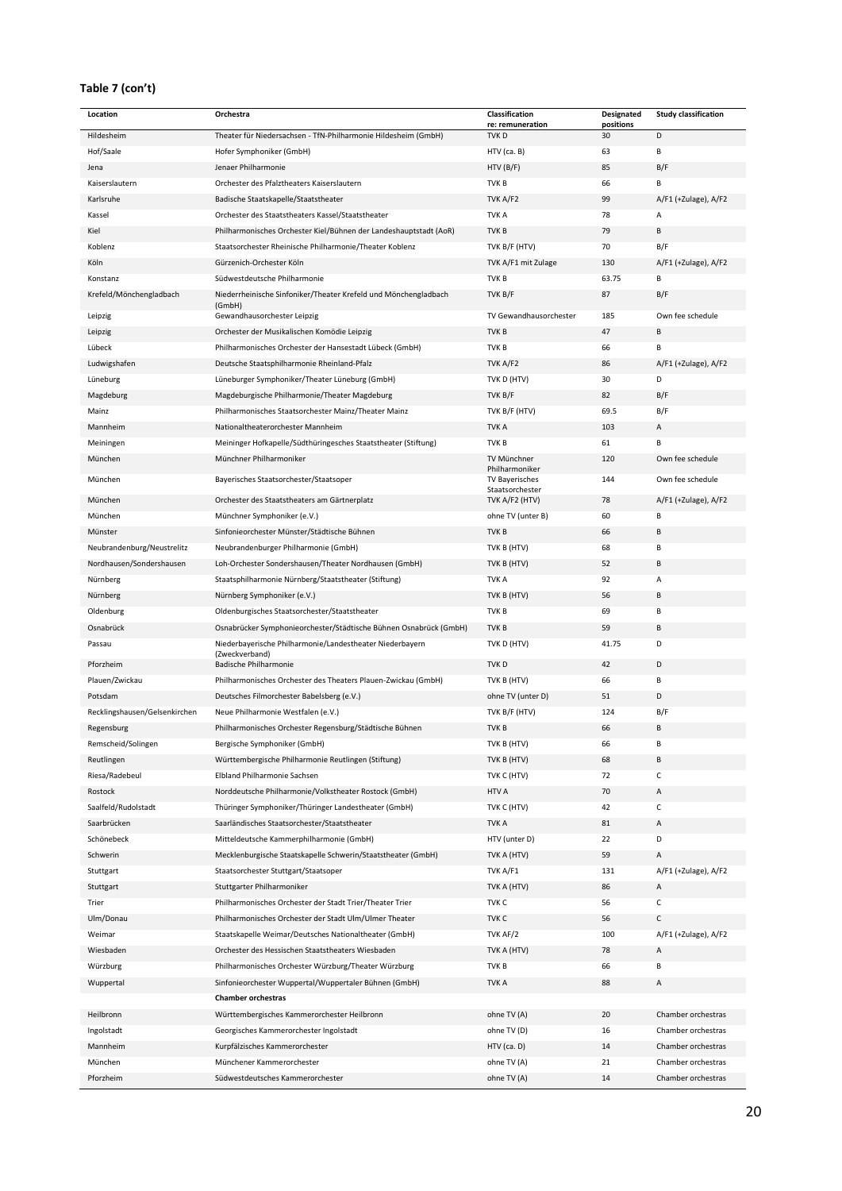**Table 7 (con't)**

| Location | Orchestra | Classification re: remuneration | Designated positions | Study classification |
|---|---|---|---|---|
| Hildesheim | Theater für Niedersachsen - TfN-Philharmonie Hildesheim (GmbH) | TVK D | 30 | D |
| Hof/Saale | Hofer Symphoniker (GmbH) | HTV (ca. B) | 63 | B |
| Jena | Jenaer Philharmonie | HTV (B/F) | 85 | B/F |
| Kaiserslautern | Orchester des Pfalztheaters Kaiserslautern | TVK B | 66 | B |
| Karlsruhe | Badische Staatskapelle/Staatstheater | TVK A/F2 | 99 | A/F1 (+Zulage), A/F2 |
| Kassel | Orchester des Staatstheaters Kassel/Staatstheater | TVK A | 78 | A |
| Kiel | Philharmonisches Orchester Kiel/Bühnen der Landeshauptstadt (AoR) | TVK B | 79 | B |
| Koblenz | Staatsorchester Rheinische Philharmonie/Theater Koblenz | TVK B/F (HTV) | 70 | B/F |
| Köln | Gürzenich-Orchester Köln | TVK A/F1 mit Zulage | 130 | A/F1 (+Zulage), A/F2 |
| Konstanz | Südwestdeutsche Philharmonie | TVK B | 63.75 | B |
| Krefeld/Mönchengladbach | Niederrheinische Sinfoniker/Theater Krefeld und Mönchengladbach (GmbH) | TVK B/F | 87 | B/F |
| Leipzig | Gewandhausorchester Leipzig | TV Gewandhausorchester | 185 | Own fee schedule |
| Leipzig | Orchester der Musikalischen Komödie Leipzig | TVK B | 47 | B |
| Lübeck | Philharmonisches Orchester der Hansestadt Lübeck (GmbH) | TVK B | 66 | B |
| Ludwigshafen | Deutsche Staatsphilharmonie Rheinland-Pfalz | TVK A/F2 | 86 | A/F1 (+Zulage), A/F2 |
| Lüneburg | Lüneburger Symphoniker/Theater Lüneburg (GmbH) | TVK D (HTV) | 30 | D |
| Magdeburg | Magdeburgische Philharmonie/Theater Magdeburg | TVK B/F | 82 | B/F |
| Mainz | Philharmonisches Staatsorchester Mainz/Theater Mainz | TVK B/F (HTV) | 69.5 | B/F |
| Mannheim | Nationaltheaterorchester Mannheim | TVK A | 103 | A |
| Meiningen | Meininger Hofkapelle/Südthüringesches Staatstheater (Stiftung) | TVK B | 61 | B |
| München | Münchner Philharmoniker | TV Münchner Philharmoniker | 120 | Own fee schedule |
| München | Bayerisches Staatsorchester/Staatsoper | TV Bayerisches Staatsorchester | 144 | Own fee schedule |
| München | Orchester des Staatstheaters am Gärtnerplatz | TVK A/F2 (HTV) | 78 | A/F1 (+Zulage), A/F2 |
| München | Münchner Symphoniker (e.V.) | ohne TV (unter B) | 60 | B |
| Münster | Sinfonieorchester Münster/Städtische Bühnen | TVK B | 66 | B |
| Neubrandenburg/Neustrelitz | Neubrandenburger Philharmonie (GmbH) | TVK B (HTV) | 68 | B |
| Nordhausen/Sondershausen | Loh-Orchester Sondershausen/Theater Nordhausen (GmbH) | TVK B (HTV) | 52 | B |
| Nürnberg | Staatsphilharmonie Nürnberg/Staatstheater (Stiftung) | TVK A | 92 | A |
| Nürnberg | Nürnberg Symphoniker (e.V.) | TVK B (HTV) | 56 | B |
| Oldenburg | Oldenburgisches Staatsorchester/Staatstheater | TVK B | 69 | B |
| Osnabrück | Osnabrücker Symphonieorchester/Städtische Bühnen Osnabrück (GmbH) | TVK B | 59 | B |
| Passau | Niederbayerische Philharmonie/Landestheater Niederbayern (Zweckverband) | TVK D (HTV) | 41.75 | D |
| Pforzheim | Badische Philharmonie | TVK D | 42 | D |
| Plauen/Zwickau | Philharmonisches Orchester des Theaters Plauen-Zwickau (GmbH) | TVK B (HTV) | 66 | B |
| Potsdam | Deutsches Filmorchester Babelsberg (e.V.) | ohne TV (unter D) | 51 | D |
| Recklingshausen/Gelsenkirchen | Neue Philharmonie Westfalen (e.V.) | TVK B/F (HTV) | 124 | B/F |
| Regensburg | Philharmonisches Orchester Regensburg/Städtische Bühnen | TVK B | 66 | B |
| Remscheid/Solingen | Bergische Symphoniker (GmbH) | TVK B (HTV) | 66 | B |
| Reutlingen | Württembergische Philharmonie Reutlingen (Stiftung) | TVK B (HTV) | 68 | B |
| Riesa/Radebeul | Elbland Philharmonie Sachsen | TVK C (HTV) | 72 | C |
| Rostock | Norddeutsche Philharmonie/Volkstheater Rostock (GmbH) | HTV A | 70 | A |
| Saalfeld/Rudolstadt | Thüringer Symphoniker/Thüringer Landestheater (GmbH) | TVK C (HTV) | 42 | C |
| Saarbrücken | Saarländisches Staatsorchester/Staatstheater | TVK A | 81 | A |
| Schönebeck | Mitteldeutsche Kammerphilharmonie (GmbH) | HTV (unter D) | 22 | D |
| Schwerin | Mecklenburgische Staatskapelle Schwerin/Staatstheater (GmbH) | TVK A (HTV) | 59 | A |
| Stuttgart | Staatsorchester Stuttgart/Staatsoper | TVK A/F1 | 131 | A/F1 (+Zulage), A/F2 |
| Stuttgart | Stuttgarter Philharmoniker | TVK A (HTV) | 86 | A |
| Trier | Philharmonisches Orchester der Stadt Trier/Theater Trier | TVK C | 56 | C |
| Ulm/Donau | Philharmonisches Orchester der Stadt Ulm/Ulmer Theater | TVK C | 56 | C |
| Weimar | Staatskapelle Weimar/Deutsches Nationaltheater (GmbH) | TVK AF/2 | 100 | A/F1 (+Zulage), A/F2 |
| Wiesbaden | Orchester des Hessischen Staatstheaters Wiesbaden | TVK A (HTV) | 78 | A |
| Würzburg | Philharmonisches Orchester Würzburg/Theater Würzburg | TVK B | 66 | B |
| Wuppertal | Sinfonieorchester Wuppertal/Wuppertaler Bühnen (GmbH) | TVK A | 88 | A |
| | **Chamber orchestras** | | | |
| Heilbronn | Württembergisches Kammerorchester Heilbronn | ohne TV (A) | 20 | Chamber orchestras |
| Ingolstadt | Georgisches Kammerorchester Ingolstadt | ohne TV (D) | 16 | Chamber orchestras |
| Mannheim | Kurpfälzisches Kammerorchester | HTV (ca. D) | 14 | Chamber orchestras |
| München | Münchener Kammerorchester | ohne TV (A) | 21 | Chamber orchestras |
| Pforzheim | Südwestdeutsches Kammerorchester | ohne TV (A) | 14 | Chamber orchestras |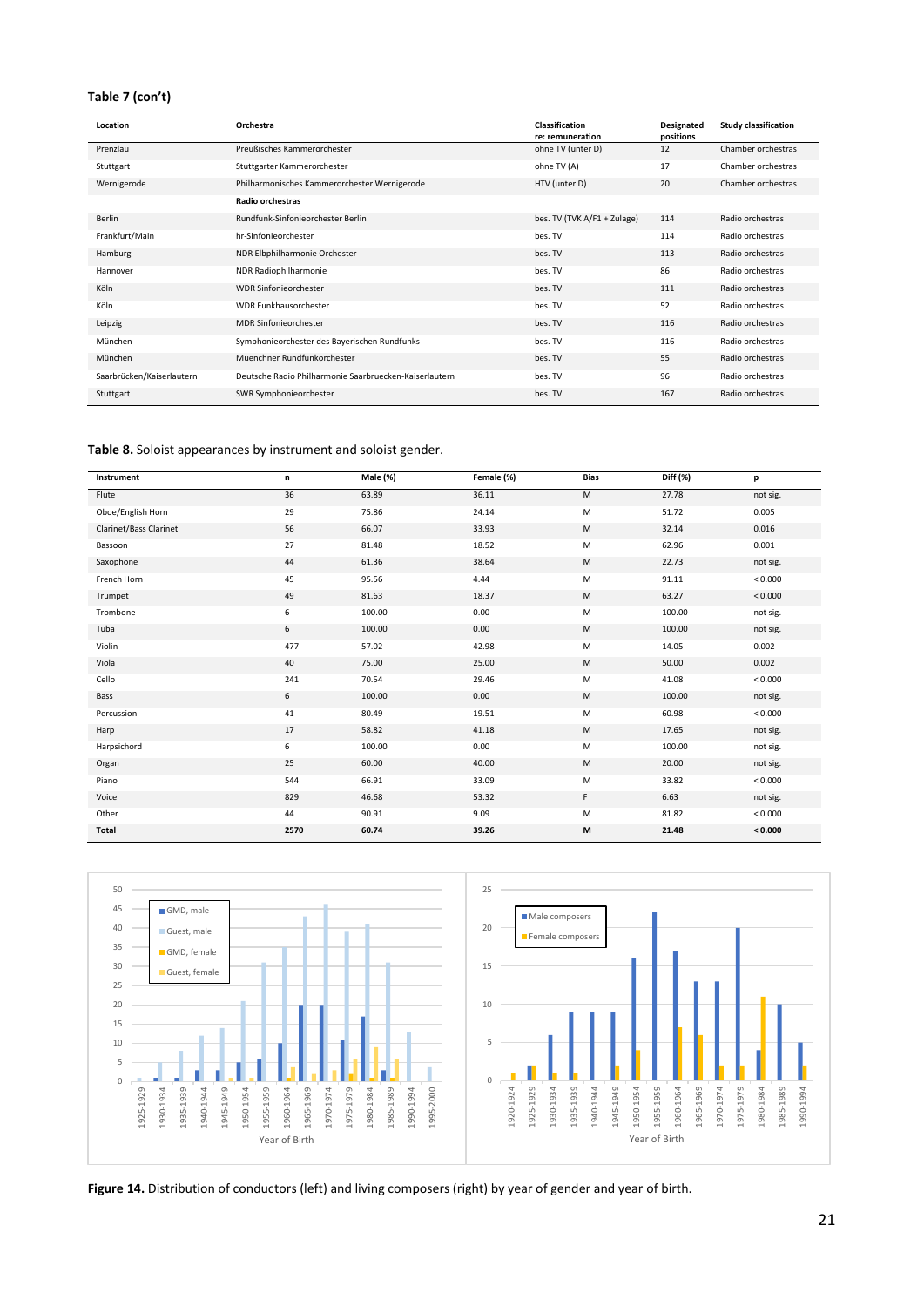**Table 7 (con't)**

| Location | Orchestra | Classification re: remuneration | Designated positions | Study classification |
|---|---|---|---|---|
| Prenzlau | Preußisches Kammerorchester | ohne TV (unter D) | 12 | Chamber orchestras |
| Stuttgart | Stuttgarter Kammerorchester | ohne TV (A) | 17 | Chamber orchestras |
| Wernigerode | Philharmonisches Kammerorchester Wernigerode | HTV (unter D) | 20 | Chamber orchestras |
| | **Radio orchestras** | | | |
| Berlin | Rundfunk-Sinfonieorchester Berlin | bes. TV (TVK A/F1 + Zulage) | 114 | Radio orchestras |
| Frankfurt/Main | hr-Sinfonieorchester | bes. TV | 114 | Radio orchestras |
| Hamburg | NDR Elbphilharmonie Orchester | bes. TV | 113 | Radio orchestras |
| Hannover | NDR Radiophilharmonie | bes. TV | 86 | Radio orchestras |
| Köln | WDR Sinfonieorchester | bes. TV | 111 | Radio orchestras |
| Köln | WDR Funkhausorchester | bes. TV | 52 | Radio orchestras |
| Leipzig | MDR Sinfonieorchester | bes. TV | 116 | Radio orchestras |
| München | Symphonieorchester des Bayerischen Rundfunks | bes. TV | 116 | Radio orchestras |
| München | Muenchner Rundfunkorchester | bes. TV | 55 | Radio orchestras |
| Saarbrücken/Kaiserlautern | Deutsche Radio Philharmonie Saarbruecken-Kaiserlautern | bes. TV | 96 | Radio orchestras |
| Stuttgart | SWR Symphonieorchester | bes. TV | 167 | Radio orchestras |

**Table 8.** Soloist appearances by instrument and soloist gender.

| Instrument | n | Male (%) | Female (%) | Bias | Diff (%) | p |
|---|---|---|---|---|---|---|
| Flute | 36 | 63.89 | 36.11 | M | 27.78 | not sig. |
| Oboe/English Horn | 29 | 75.86 | 24.14 | M | 51.72 | 0.005 |
| Clarinet/Bass Clarinet | 56 | 66.07 | 33.93 | M | 32.14 | 0.016 |
| Bassoon | 27 | 81.48 | 18.52 | M | 62.96 | 0.001 |
| Saxophone | 44 | 61.36 | 38.64 | M | 22.73 | not sig. |
| French Horn | 45 | 95.56 | 4.44 | M | 91.11 | < 0.000 |
| Trumpet | 49 | 81.63 | 18.37 | M | 63.27 | < 0.000 |
| Trombone | 6 | 100.00 | 0.00 | M | 100.00 | not sig. |
| Tuba | 6 | 100.00 | 0.00 | M | 100.00 | not sig. |
| Violin | 477 | 57.02 | 42.98 | M | 14.05 | 0.002 |
| Viola | 40 | 75.00 | 25.00 | M | 50.00 | 0.002 |
| Cello | 241 | 70.54 | 29.46 | M | 41.08 | < 0.000 |
| Bass | 6 | 100.00 | 0.00 | M | 100.00 | not sig. |
| Percussion | 41 | 80.49 | 19.51 | M | 60.98 | < 0.000 |
| Harp | 17 | 58.82 | 41.18 | M | 17.65 | not sig. |
| Harpsichord | 6 | 100.00 | 0.00 | M | 100.00 | not sig. |
| Organ | 25 | 60.00 | 40.00 | M | 20.00 | not sig. |
| Piano | 544 | 66.91 | 33.09 | M | 33.82 | < 0.000 |
| Voice | 829 | 46.68 | 53.32 | F | 6.63 | not sig. |
| Other | 44 | 90.91 | 9.09 | M | 81.82 | < 0.000 |
| **Total** | **2570** | **60.74** | **39.26** | **M** | **21.48** | **< 0.000** |

**Figure 14.** Distribution of conductors (left) and living composers (right) by year of gender and year of birth.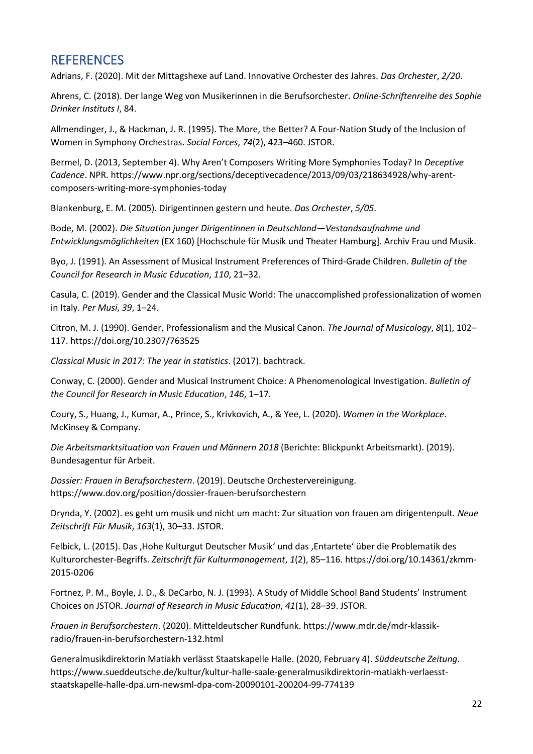## REFERENCES

Adrians, F. (2020). Mit der Mittagshexe auf Land. Innovative Orchester des Jahres. *Das Orchester*, *2/20*.

Ahrens, C. (2018). Der lange Weg von Musikerinnen in die Berufsorchester. *Online-Schriftenreihe des Sophie Drinker Instituts I*, 84.

Allmendinger, J., & Hackman, J. R. (1995). The More, the Better? A Four-Nation Study of the Inclusion of Women in Symphony Orchestras. *Social Forces*, *74*(2), 423–460. JSTOR.

Bermel, D. (2013, September 4). Why Aren't Composers Writing More Symphonies Today? In *Deceptive Cadence*. NPR. https://www.npr.org/sections/deceptivecadence/2013/09/03/218634928/why-arent-composers-writing-more-symphonies-today

Blankenburg, E. M. (2005). Dirigentinnen gestern und heute. *Das Orchester*, *5/05*.

Bode, M. (2002). *Die Situation junger Dirigentinnen in Deutschland—Vestandsaufnahme und Entwicklungsmöglichkeiten* (EX 160) [Hochschule für Musik und Theater Hamburg]. Archiv Frau und Musik.

Byo, J. (1991). An Assessment of Musical Instrument Preferences of Third-Grade Children. *Bulletin of the Council for Research in Music Education*, *110*, 21–32.

Casula, C. (2019). Gender and the Classical Music World: The unaccomplished professionalization of women in Italy. *Per Musi*, *39*, 1–24.

Citron, M. J. (1990). Gender, Professionalism and the Musical Canon. *The Journal of Musicology*, *8*(1), 102–117. https://doi.org/10.2307/763525

*Classical Music in 2017: The year in statistics*. (2017). bachtrack.

Conway, C. (2000). Gender and Musical Instrument Choice: A Phenomenological Investigation. *Bulletin of the Council for Research in Music Education*, *146*, 1–17.

Coury, S., Huang, J., Kumar, A., Prince, S., Krivkovich, A., & Yee, L. (2020). *Women in the Workplace*. McKinsey & Company.

*Die Arbeitsmarktsituation von Frauen und Männern 2018* (Berichte: Blickpunkt Arbeitsmarkt). (2019). Bundesagentur für Arbeit.

*Dossier: Frauen in Berufsorchestern*. (2019). Deutsche Orchestervereinigung. https://www.dov.org/position/dossier-frauen-berufsorchestern

Drynda, Y. (2002). es geht um musik und nicht um macht: Zur situation von frauen am dirigentenpult. *Neue Zeitschrift Für Musik*, *163*(1), 30–33. JSTOR.

Felbick, L. (2015). Das ‚Hohe Kulturgut Deutscher Musik' und das ‚Entartete' über die Problematik des Kulturorchester-Begriffs. *Zeitschrift für Kulturmanagement*, *1*(2), 85–116. https://doi.org/10.14361/zkmm-2015-0206

Fortnez, P. M., Boyle, J. D., & DeCarbo, N. J. (1993). A Study of Middle School Band Students' Instrument Choices on JSTOR. *Journal of Research in Music Education*, *41*(1), 28–39. JSTOR.

*Frauen in Berufsorchestern*. (2020). Mitteldeutscher Rundfunk. https://www.mdr.de/mdr-klassik-radio/frauen-in-berufsorchestern-132.html

Generalmusikdirektorin Matiakh verlässt Staatskapelle Halle. (2020, February 4). *Süddeutsche Zeitung*. https://www.sueddeutsche.de/kultur/kultur-halle-saale-generalmusikdirektorin-matiakh-verlaesst-staatskapelle-halle-dpa.urn-newsml-dpa-com-20090101-200204-99-774139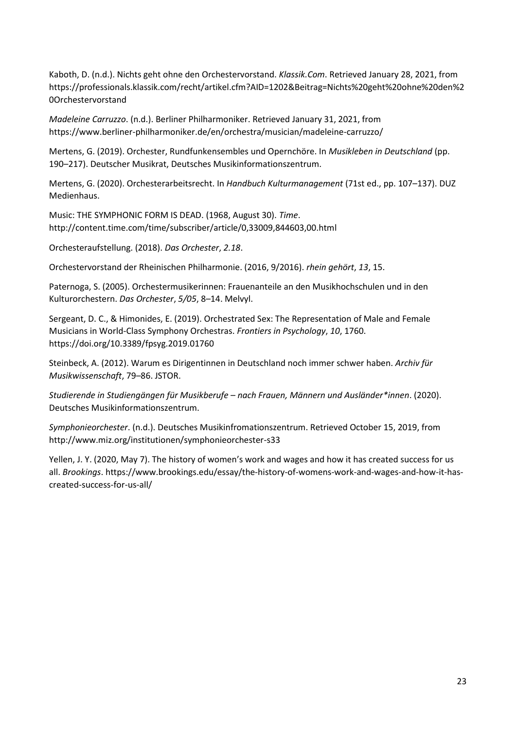Kaboth, D. (n.d.). Nichts geht ohne den Orchestervorstand. *Klassik.Com*. Retrieved January 28, 2021, from https://professionals.klassik.com/recht/artikel.cfm?AID=1202&Beitrag=Nichts%20geht%20ohne%20den%20Orchestervorstand

*Madeleine Carruzzo*. (n.d.). Berliner Philharmoniker. Retrieved January 31, 2021, from https://www.berliner-philharmoniker.de/en/orchestra/musician/madeleine-carruzzo/

Mertens, G. (2019). Orchester, Rundfunkensembles und Opernchöre. In *Musikleben in Deutschland* (pp. 190–217). Deutscher Musikrat, Deutsches Musikinformationszentrum.

Mertens, G. (2020). Orchesterarbeitsrecht. In *Handbuch Kulturmanagement* (71st ed., pp. 107–137). DUZ Medienhaus.

Music: THE SYMPHONIC FORM IS DEAD. (1968, August 30). *Time*. http://content.time.com/time/subscriber/article/0,33009,844603,00.html

Orchesteraufstellung. (2018). *Das Orchester*, *2.18*.

Orchestervorstand der Rheinischen Philharmonie. (2016, 9/2016). *rhein gehört*, *13*, 15.

Paternoga, S. (2005). Orchestermusikerinnen: Frauenanteile an den Musikhochschulen und in den Kulturorchestern. *Das Orchester*, *5/05*, 8–14. Melvyl.

Sergeant, D. C., & Himonides, E. (2019). Orchestrated Sex: The Representation of Male and Female Musicians in World-Class Symphony Orchestras. *Frontiers in Psychology*, *10*, 1760. https://doi.org/10.3389/fpsyg.2019.01760

Steinbeck, A. (2012). Warum es Dirigentinnen in Deutschland noch immer schwer haben. *Archiv für Musikwissenschaft*, 79–86. JSTOR.

*Studierende in Studiengängen für Musikberufe – nach Frauen, Männern und Ausländer*innen*. (2020). Deutsches Musikinformationszentrum.

*Symphonieorchester*. (n.d.). Deutsches Musikinfromationszentrum. Retrieved October 15, 2019, from http://www.miz.org/institutionen/symphonieorchester-s33

Yellen, J. Y. (2020, May 7). The history of women's work and wages and how it has created success for us all. *Brookings*. https://www.brookings.edu/essay/the-history-of-womens-work-and-wages-and-how-it-has-created-success-for-us-all/